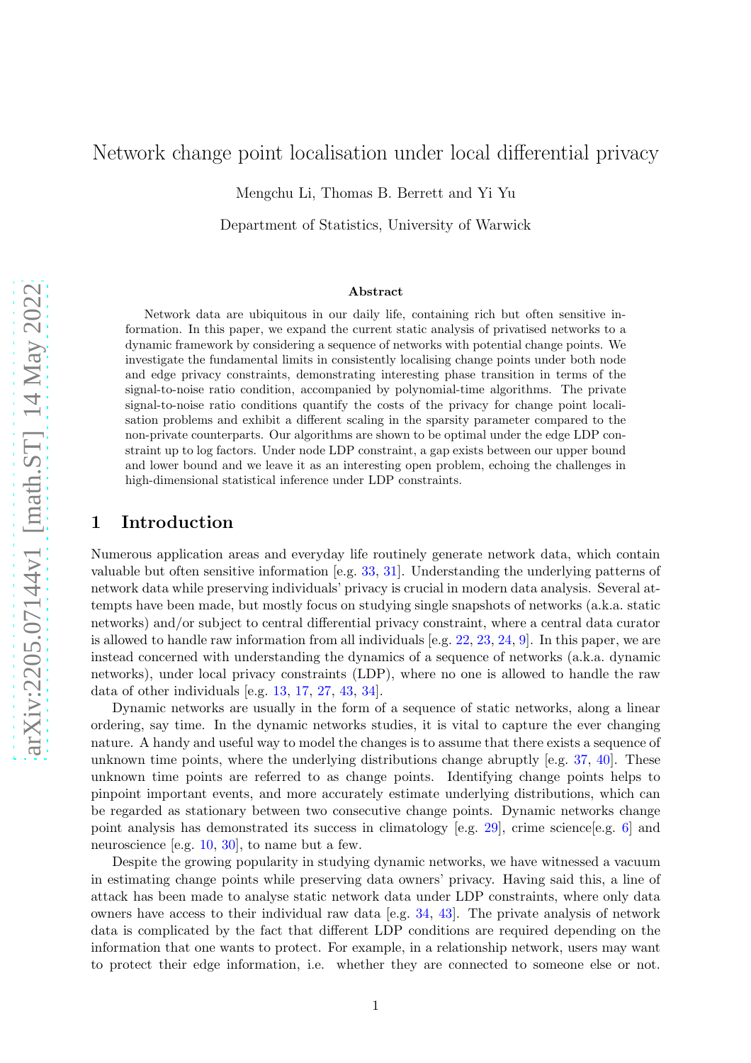# Network change point localisation under local differential privacy

Mengchu Li, Thomas B. Berrett and Yi Yu

Department of Statistics, University of Warwick

### Abstract

Network data are ubiquitous in our daily life, containing rich but often sensitive information. In this paper, we expand the current static analysis of privatised networks to a dynamic framework by considering a sequence of networks with potential change points. We investigate the fundamental limits in consistently localising change points under both node and edge privacy constraints, demonstrating interesting phase transition in terms of the signal-to-noise ratio condition, accompanied by polynomial-time algorithms. The private signal-to-noise ratio conditions quantify the costs of the privacy for change point localisation problems and exhibit a different scaling in the sparsity parameter compared to the non-private counterparts. Our algorithms are shown to be optimal under the edge LDP constraint up to log factors. Under node LDP constraint, a gap exists between our upper bound and lower bound and we leave it as an interesting open problem, echoing the challenges in high-dimensional statistical inference under LDP constraints.

## 1 Introduction

Numerous application areas and everyday life routinely generate network data, which contain valuable but often sensitive information [e.g. 33, 31]. Understanding the underlying patterns of network data while preserving individuals' privacy is crucial in modern data analysis. Several attempts have been made, but mostly focus on studying single snapshots of networks (a.k.a. static networks) and/or subject to central differential privacy constraint, where a central data curator is allowed to handle raw information from all individuals [e.g. 22, 23, 24, 9]. In this paper, we are instead concerned with understanding the dynamics of a sequence of networks (a.k.a. dynamic networks), under local privacy constraints (LDP), where no one is allowed to handle the raw data of other individuals [e.g. 13, 17, 27, 43, 34].

Dynamic networks are usually in the form of a sequence of static networks, along a linear ordering, say time. In the dynamic networks studies, it is vital to capture the ever changing nature. A handy and useful way to model the changes is to assume that there exists a sequence of unknown time points, where the underlying distributions change abruptly [e.g. 37, 40]. These unknown time points are referred to as change points. Identifying change points helps to pinpoint important events, and more accurately estimate underlying distributions, which can be regarded as stationary between two consecutive change points. Dynamic networks change point analysis has demonstrated its success in climatology [e.g. 29], crime science[e.g. 6] and neuroscience [e.g. 10, 30], to name but a few.

Despite the growing popularity in studying dynamic networks, we have witnessed a vacuum in estimating change points while preserving data owners' privacy. Having said this, a line of attack has been made to analyse static network data under LDP constraints, where only data owners have access to their individual raw data [e.g. 34, 43]. The private analysis of network data is complicated by the fact that different LDP conditions are required depending on the information that one wants to protect. For example, in a relationship network, users may want to protect their edge information, i.e. whether they are connected to someone else or not.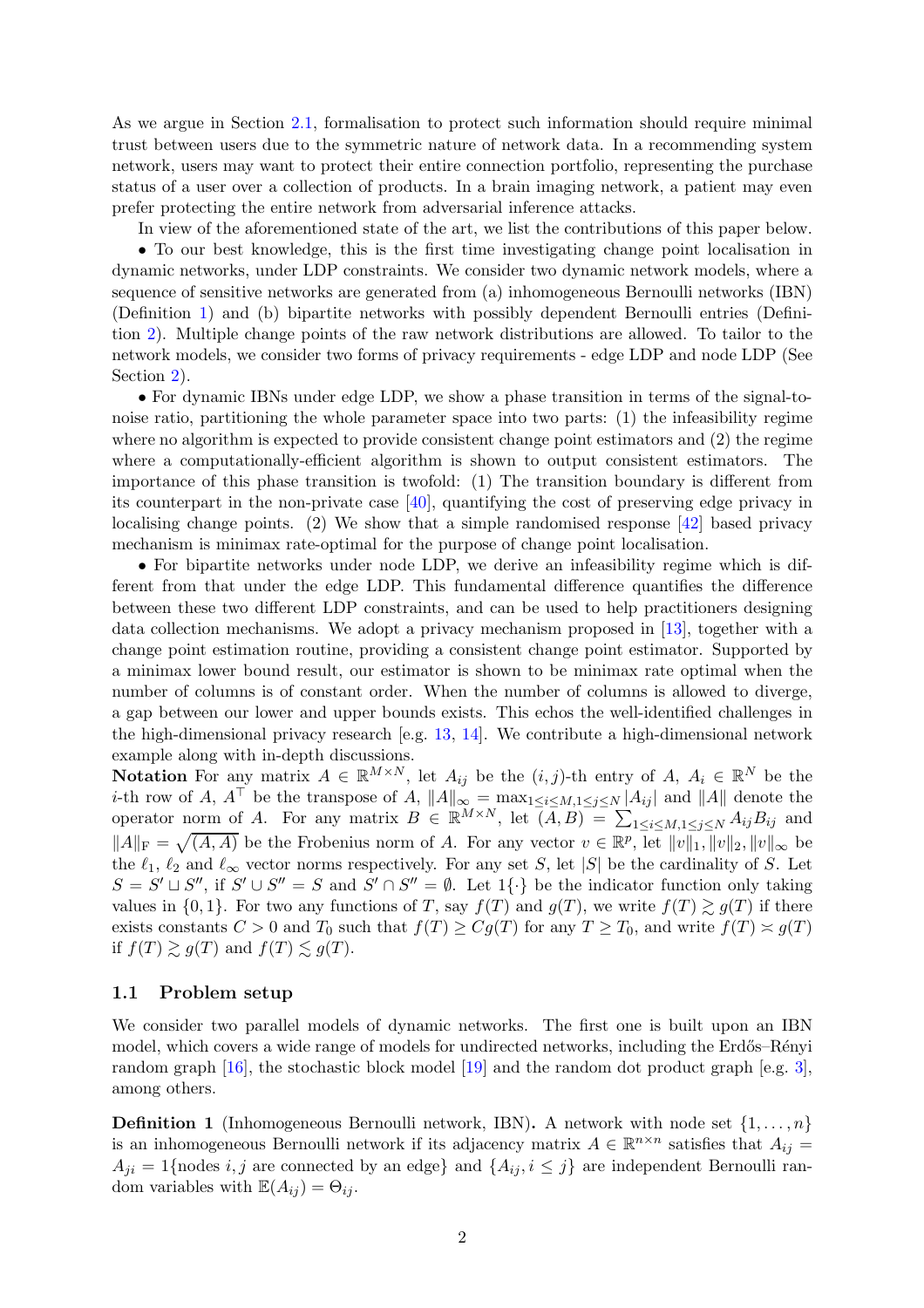As we argue in Section 2.1, formalisation to protect such information should require minimal trust between users due to the symmetric nature of network data. In a recommending system network, users may want to protect their entire connection portfolio, representing the purchase status of a user over a collection of products. In a brain imaging network, a patient may even prefer protecting the entire network from adversarial inference attacks.

In view of the aforementioned state of the art, we list the contributions of this paper below.

• To our best knowledge, this is the first time investigating change point localisation in dynamic networks, under LDP constraints. We consider two dynamic network models, where a sequence of sensitive networks are generated from (a) inhomogeneous Bernoulli networks (IBN) (Definition 1) and (b) bipartite networks with possibly dependent Bernoulli entries (Definition 2). Multiple change points of the raw network distributions are allowed. To tailor to the network models, we consider two forms of privacy requirements - edge LDP and node LDP (See Section 2).

• For dynamic IBNs under edge LDP, we show a phase transition in terms of the signal-to-noise ratio, partitioning the whole parameter space into two parts: (1) the infeasibility regime where no algorithm is expected to provide consistent change point estimators and (2) the regime where a computationally-efficient algorithm is shown to output consistent estimators. The importance of this phase transition is twofold: (1) The transition boundary is different from its counterpart in the non-private case [40], quantifying the cost of preserving edge privacy in localising change points. (2) We show that a simple randomised response [42] based privacy mechanism is minimax rate-optimal for the purpose of change point localisation.

• For bipartite networks under node LDP, we derive an infeasibility regime which is different from that under the edge LDP. This fundamental difference quantifies the difference between these two different LDP constraints, and can be used to help practitioners designing data collection mechanisms. We adopt a privacy mechanism proposed in [13], together with a change point estimation routine, providing a consistent change point estimator. Supported by a minimax lower bound result, our estimator is shown to be minimax rate optimal when the number of columns is of constant order. When the number of columns is allowed to diverge, a gap between our lower and upper bounds exists. This echos the well-identified challenges in the high-dimensional privacy research [e.g. 13, 14]. We contribute a high-dimensional network example along with in-depth discussions.

**Notation** For any matrix $A \in \mathbb{R}^{M \times N}$, let $A_{ij}$ be the $(i, j)$-th entry of $A$, $A_i \in \mathbb{R}^N$ be the $i$-th row of $A$, $A^\top$ be the transpose of $A$, $\|A\|_\infty = \max_{1 \leq i \leq M, 1 \leq j \leq N} |A_{ij}|$ and $\|A\|$ denote the operator norm of $A$. For any matrix $B \in \mathbb{R}^{M \times N}$, let $(A, B) = \sum_{1 \leq i \leq M, 1 \leq j \leq N} A_{ij} B_{ij}$ and $\|A\|_\mathrm{F} = \sqrt{(A, A)}$ be the Frobenius norm of $A$. For any vector $v \in \mathbb{R}^p$, let $\|v\|_1, \|v\|_2, \|v\|_\infty$ be the $\ell_1$, $\ell_2$ and $\ell_\infty$ vector norms respectively. For any set $S$, let $|S|$ be the cardinality of $S$. Let $S = S' \sqcup S''$, if $S' \cup S'' = S$ and $S' \cap S'' = \emptyset$. Let $1\{\cdot\}$ be the indicator function only taking values in $\{0, 1\}$. For two any functions of $T$, say $f(T)$ and $g(T)$, we write $f(T) \gtrsim g(T)$ if there exists constants $C > 0$ and $T_0$ such that $f(T) \geq C g(T)$ for any $T \geq T_0$, and write $f(T) \asymp g(T)$ if $f(T) \gtrsim g(T)$ and $f(T) \lesssim g(T)$.

### 1.1 Problem setup

We consider two parallel models of dynamic networks. The first one is built upon an IBN model, which covers a wide range of models for undirected networks, including the Erdős–Rényi random graph [16], the stochastic block model [19] and the random dot product graph [e.g. 3], among others.

**Definition 1** (Inhomogeneous Bernoulli network, IBN)**.** A network with node set $\{1, \ldots, n\}$ is an inhomogeneous Bernoulli network if its adjacency matrix $A \in \mathbb{R}^{n \times n}$ satisfies that $A_{ij} = A_{ji} = 1\{\text{nodes } i, j \text{ are connected by an edge}\}$ and $\{A_{ij}, i \leq j\}$ are independent Bernoulli random variables with $\mathbb{E}(A_{ij}) = \Theta_{ij}$.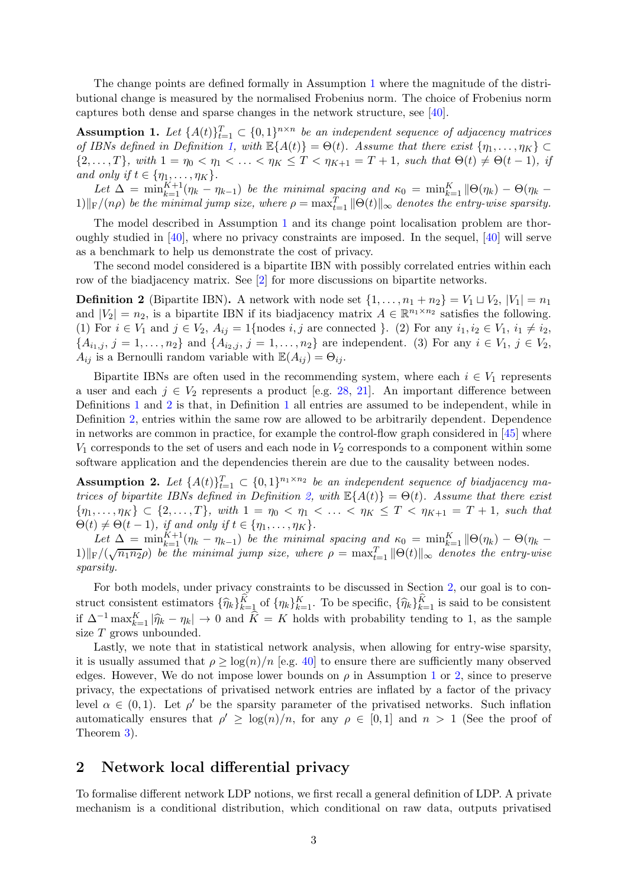The change points are defined formally in Assumption 1 where the magnitude of the distributional change is measured by the normalised Frobenius norm. The choice of Frobenius norm captures both dense and sparse changes in the network structure, see [40].

**Assumption 1.** *Let $\{A(t)\}_{t=1}^T \subset \{0,1\}^{n\times n}$ be an independent sequence of adjacency matrices of IBNs defined in Definition 1, with $\mathbb{E}\{A(t)\} = \Theta(t)$. Assume that there exist $\{\eta_1, \ldots, \eta_K\} \subset \{2, \ldots, T\}$, with $1 = \eta_0 < \eta_1 < \ldots < \eta_K \leq T < \eta_{K+1} = T+1$, such that $\Theta(t) \neq \Theta(t-1)$, if and only if $t \in \{\eta_1, \ldots, \eta_K\}$.*

*Let $\Delta = \min_{k=1}^{K+1}(\eta_k - \eta_{k-1})$ be the minimal spacing and $\kappa_0 = \min_{k=1}^K \|\Theta(\eta_k) - \Theta(\eta_k - 1)\|_{\mathrm{F}}/(n\rho)$ be the minimal jump size, where $\rho = \max_{t=1}^T \|\Theta(t)\|_\infty$ denotes the entry-wise sparsity.*

The model described in Assumption 1 and its change point localisation problem are thoroughly studied in [40], where no privacy constraints are imposed. In the sequel, [40] will serve as a benchmark to help us demonstrate the cost of privacy.

The second model considered is a bipartite IBN with possibly correlated entries within each row of the biadjacency matrix. See [2] for more discussions on bipartite networks.

**Definition 2** (Bipartite IBN)**.** A network with node set $\{1, \ldots, n_1 + n_2\} = V_1 \sqcup V_2$, $|V_1| = n_1$ and $|V_2| = n_2$, is a bipartite IBN if its biadjacency matrix $A \in \mathbb{R}^{n_1 \times n_2}$ satisfies the following. (1) For $i \in V_1$ and $j \in V_2$, $A_{ij} = 1\{\text{nodes } i, j \text{ are connected }\}$. (2) For any $i_1, i_2 \in V_1$, $i_1 \neq i_2$, $\{A_{i_1,j}, j = 1, \ldots, n_2\}$ and $\{A_{i_2,j}, j = 1, \ldots, n_2\}$ are independent. (3) For any $i \in V_1$, $j \in V_2$, $A_{ij}$ is a Bernoulli random variable with $\mathbb{E}(A_{ij}) = \Theta_{ij}$.

Bipartite IBNs are often used in the recommending system, where each $i \in V_1$ represents a user and each $j \in V_2$ represents a product [e.g. 28, 21]. An important difference between Definitions 1 and 2 is that, in Definition 1 all entries are assumed to be independent, while in Definition 2, entries within the same row are allowed to be arbitrarily dependent. Dependence in networks are common in practice, for example the control-flow graph considered in [45] where $V_1$ corresponds to the set of users and each node in $V_2$ corresponds to a component within some software application and the dependencies therein are due to the causality between nodes.

**Assumption 2.** *Let $\{A(t)\}_{t=1}^T \subset \{0,1\}^{n_1\times n_2}$ be an independent sequence of biadjacency matrices of bipartite IBNs defined in Definition 2, with $\mathbb{E}\{A(t)\} = \Theta(t)$. Assume that there exist $\{\eta_1, \ldots, \eta_K\} \subset \{2, \ldots, T\}$, with $1 = \eta_0 < \eta_1 < \ldots < \eta_K \leq T < \eta_{K+1} = T+1$, such that $\Theta(t) \neq \Theta(t-1)$, if and only if $t \in \{\eta_1, \ldots, \eta_K\}$.*

*Let $\Delta = \min_{k=1}^{K+1}(\eta_k - \eta_{k-1})$ be the minimal spacing and $\kappa_0 = \min_{k=1}^K \|\Theta(\eta_k) - \Theta(\eta_k - 1)\|_{\mathrm{F}}/(\sqrt{n_1 n_2}\rho)$ be the minimal jump size, where $\rho = \max_{t=1}^T \|\Theta(t)\|_\infty$ denotes the entry-wise sparsity.*

For both models, under privacy constraints to be discussed in Section 2, our goal is to construct consistent estimators $\{\widehat{\eta}_k\}_{k=1}^{\widehat{K}}$ of $\{\eta_k\}_{k=1}^K$. To be specific, $\{\widehat{\eta}_k\}_{k=1}^{\widehat{K}}$ is said to be consistent if $\Delta^{-1}\max_{k=1}^K |\widehat{\eta}_k - \eta_k| \to 0$ and $\widehat{K} = K$ holds with probability tending to 1, as the sample size $T$ grows unbounded.

Lastly, we note that in statistical network analysis, when allowing for entry-wise sparsity, it is usually assumed that $\rho \geq \log(n)/n$ [e.g. 40] to ensure there are sufficiently many observed edges. However, We do not impose lower bounds on $\rho$ in Assumption 1 or 2, since to preserve privacy, the expectations of privatised network entries are inflated by a factor of the privacy level $\alpha \in (0,1)$. Let $\rho'$ be the sparsity parameter of the privatised networks. Such inflation automatically ensures that $\rho' \geq \log(n)/n$, for any $\rho \in [0,1]$ and $n > 1$ (See the proof of Theorem 3).

## 2 Network local differential privacy

To formalise different network LDP notions, we first recall a general definition of LDP. A private mechanism is a conditional distribution, which conditional on raw data, outputs privatised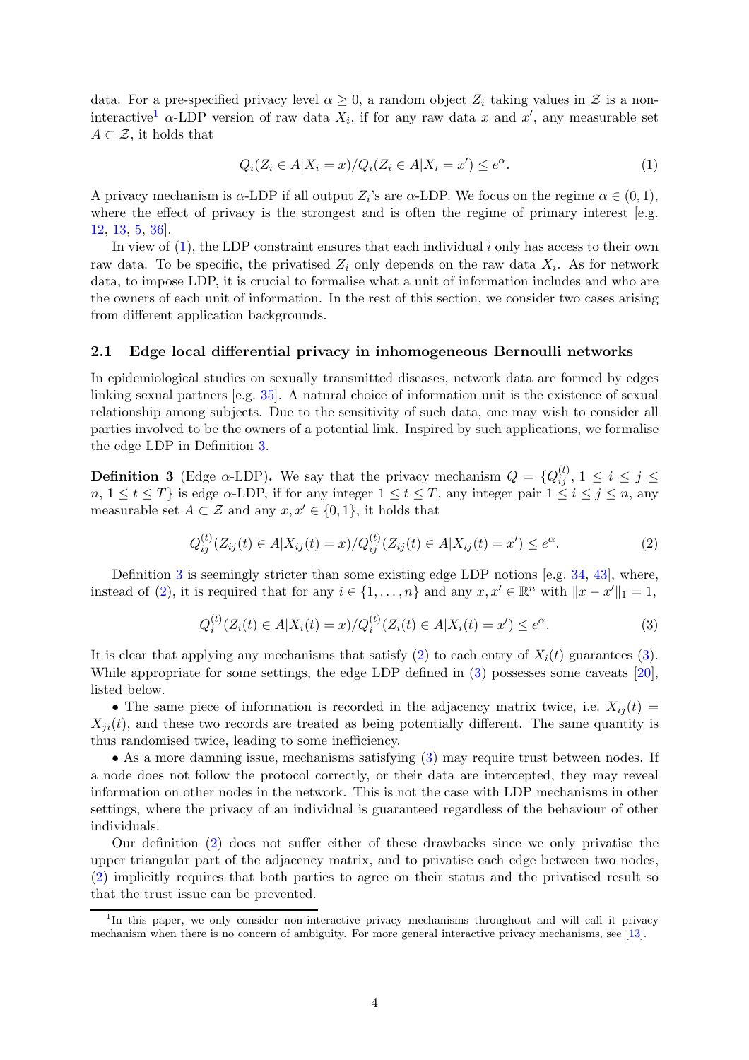data. For a pre-specified privacy level $\alpha \geq 0$, a random object $Z_i$ taking values in $\mathcal{Z}$ is a non-interactive[1] $\alpha$-LDP version of raw data $X_i$, if for any raw data $x$ and $x'$, any measurable set $A \subset \mathcal{Z}$, it holds that

$$Q_i(Z_i \in A | X_i = x)/Q_i(Z_i \in A | X_i = x') \leq e^{\alpha}. \tag{1}$$

A privacy mechanism is $\alpha$-LDP if all output $Z_i$'s are $\alpha$-LDP. We focus on the regime $\alpha \in (0, 1)$, where the effect of privacy is the strongest and is often the regime of primary interest [e.g. 12, 13, 5, 36].

In view of (1), the LDP constraint ensures that each individual $i$ only has access to their own raw data. To be specific, the privatised $Z_i$ only depends on the raw data $X_i$. As for network data, to impose LDP, it is crucial to formalise what a unit of information includes and who are the owners of each unit of information. In the rest of this section, we consider two cases arising from different application backgrounds.

## 2.1 Edge local differential privacy in inhomogeneous Bernoulli networks

In epidemiological studies on sexually transmitted diseases, network data are formed by edges linking sexual partners [e.g. 35]. A natural choice of information unit is the existence of sexual relationship among subjects. Due to the sensitivity of such data, one may wish to consider all parties involved to be the owners of a potential link. Inspired by such applications, we formalise the edge LDP in Definition 3.

**Definition 3** (Edge $\alpha$-LDP)**.** We say that the privacy mechanism $Q = \{Q_{ij}^{(t)}, 1 \leq i \leq j \leq n, 1 \leq t \leq T\}$ is edge $\alpha$-LDP, if for any integer $1 \leq t \leq T$, any integer pair $1 \leq i \leq j \leq n$, any measurable set $A \subset \mathcal{Z}$ and any $x, x' \in \{0, 1\}$, it holds that

$$Q_{ij}^{(t)}(Z_{ij}(t) \in A | X_{ij}(t) = x)/Q_{ij}^{(t)}(Z_{ij}(t) \in A | X_{ij}(t) = x') \leq e^{\alpha}. \tag{2}$$

Definition 3 is seemingly stricter than some existing edge LDP notions [e.g. 34, 43], where, instead of (2), it is required that for any $i \in \{1, \ldots, n\}$ and any $x, x' \in \mathbb{R}^n$ with $\|x - x'\|_1 = 1$,

$$Q_i^{(t)}(Z_i(t) \in A | X_i(t) = x)/Q_i^{(t)}(Z_i(t) \in A | X_i(t) = x') \leq e^{\alpha}. \tag{3}$$

It is clear that applying any mechanisms that satisfy (2) to each entry of $X_i(t)$ guarantees (3). While appropriate for some settings, the edge LDP defined in (3) possesses some caveats [20], listed below.

- The same piece of information is recorded in the adjacency matrix twice, i.e. $X_{ij}(t) = X_{ji}(t)$, and these two records are treated as being potentially different. The same quantity is thus randomised twice, leading to some inefficiency.
- As a more damning issue, mechanisms satisfying (3) may require trust between nodes. If a node does not follow the protocol correctly, or their data are intercepted, they may reveal information on other nodes in the network. This is not the case with LDP mechanisms in other settings, where the privacy of an individual is guaranteed regardless of the behaviour of other individuals.

Our definition (2) does not suffer either of these drawbacks since we only privatise the upper triangular part of the adjacency matrix, and to privatise each edge between two nodes, (2) implicitly requires that both parties to agree on their status and the privatised result so that the trust issue can be prevented.

[1] In this paper, we only consider non-interactive privacy mechanisms throughout and will call it privacy mechanism when there is no concern of ambiguity. For more general interactive privacy mechanisms, see [13].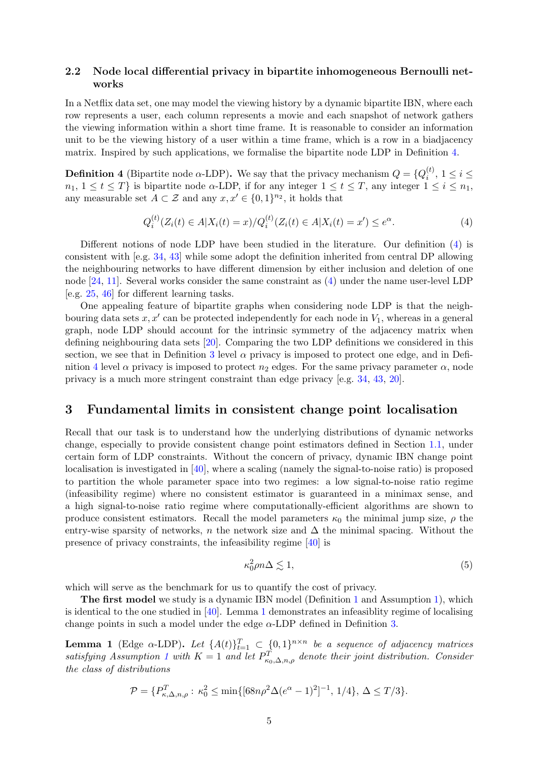### 2.2 Node local differential privacy in bipartite inhomogeneous Bernoulli networks

In a Netflix data set, one may model the viewing history by a dynamic bipartite IBN, where each row represents a user, each column represents a movie and each snapshot of network gathers the viewing information within a short time frame. It is reasonable to consider an information unit to be the viewing history of a user within a time frame, which is a row in a biadjacency matrix. Inspired by such applications, we formalise the bipartite node LDP in Definition 4.

**Definition 4** (Bipartite node $\alpha$-LDP)**.** We say that the privacy mechanism $Q = \{Q_i^{(t)}, 1 \leq i \leq n_1, 1 \leq t \leq T\}$ is bipartite node $\alpha$-LDP, if for any integer $1 \leq t \leq T$, any integer $1 \leq i \leq n_1$, any measurable set $A \subset \mathcal{Z}$ and any $x, x' \in \{0,1\}^{n_2}$, it holds that

$$Q_i^{(t)}(Z_i(t) \in A | X_i(t) = x)/Q_i^{(t)}(Z_i(t) \in A | X_i(t) = x') \leq e^{\alpha}. \tag{4}$$

Different notions of node LDP have been studied in the literature. Our definition (4) is consistent with [e.g. 34, 43] while some adopt the definition inherited from central DP allowing the neighbouring networks to have different dimension by either inclusion and deletion of one node [24, 11]. Several works consider the same constraint as (4) under the name user-level LDP [e.g. 25, 46] for different learning tasks.

One appealing feature of bipartite graphs when considering node LDP is that the neighbouring data sets $x, x'$ can be protected independently for each node in $V_1$, whereas in a general graph, node LDP should account for the intrinsic symmetry of the adjacency matrix when defining neighbouring data sets [20]. Comparing the two LDP definitions we considered in this section, we see that in Definition 3 level $\alpha$ privacy is imposed to protect one edge, and in Definition 4 level $\alpha$ privacy is imposed to protect $n_2$ edges. For the same privacy parameter $\alpha$, node privacy is a much more stringent constraint than edge privacy [e.g. 34, 43, 20].

## 3 Fundamental limits in consistent change point localisation

Recall that our task is to understand how the underlying distributions of dynamic networks change, especially to provide consistent change point estimators defined in Section 1.1, under certain form of LDP constraints. Without the concern of privacy, dynamic IBN change point localisation is investigated in [40], where a scaling (namely the signal-to-noise ratio) is proposed to partition the whole parameter space into two regimes: a low signal-to-noise ratio regime (infeasibility regime) where no consistent estimator is guaranteed in a minimax sense, and a high signal-to-noise ratio regime where computationally-efficient algorithms are shown to produce consistent estimators. Recall the model parameters $\kappa_0$ the minimal jump size, $\rho$ the entry-wise sparsity of networks, $n$ the network size and $\Delta$ the minimal spacing. Without the presence of privacy constraints, the infeasibility regime [40] is

$$\kappa_0^2 \rho n \Delta \lesssim 1, \tag{5}$$

which will serve as the benchmark for us to quantify the cost of privacy.

**The first model** we study is a dynamic IBN model (Definition 1 and Assumption 1), which is identical to the one studied in [40]. Lemma 1 demonstrates an infeasiblity regime of localising change points in such a model under the edge $\alpha$-LDP defined in Definition 3.

**Lemma 1** (Edge $\alpha$-LDP)**.** *Let $\{A(t)\}_{t=1}^T \subset \{0,1\}^{n \times n}$ be a sequence of adjacency matrices satisfying Assumption 1 with $K = 1$ and let $P_{\kappa_0,\Delta,n,\rho}^T$ denote their joint distribution. Consider the class of distributions*

$$\mathcal{P} = \{P_{\kappa,\Delta,n,\rho}^T : \kappa_0^2 \leq \min\{[68n\rho^2\Delta(e^{\alpha} - 1)^2]^{-1}, 1/4\}, \Delta \leq T/3\}.$$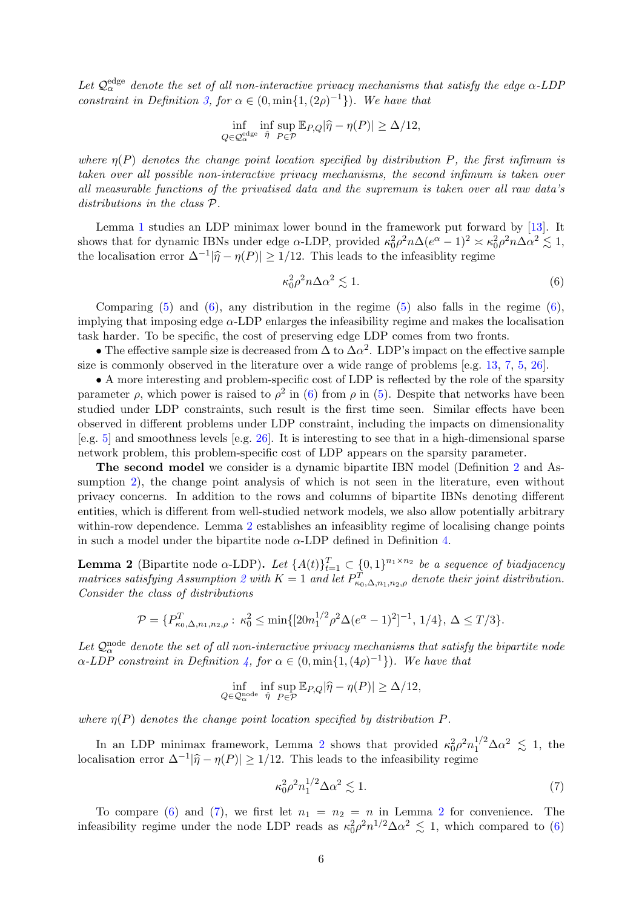*Let $\mathcal{Q}_\alpha^{\mathrm{edge}}$ denote the set of all non-interactive privacy mechanisms that satisfy the edge $\alpha$-LDP constraint in Definition 3, for $\alpha \in (0, \min\{1, (2\rho)^{-1}\})$. We have that*

$$\inf_{Q \in \mathcal{Q}_\alpha^{\mathrm{edge}}} \inf_{\widehat{\eta}} \sup_{P \in \mathcal{P}} \mathbb{E}_{P,Q} |\widehat{\eta} - \eta(P)| \geq \Delta/12,$$

*where $\eta(P)$ denotes the change point location specified by distribution $P$, the first infimum is taken over all possible non-interactive privacy mechanisms, the second infimum is taken over all measurable functions of the privatised data and the supremum is taken over all raw data's distributions in the class $\mathcal{P}$.*

Lemma 1 studies an LDP minimax lower bound in the framework put forward by [13]. It shows that for dynamic IBNs under edge $\alpha$-LDP, provided $\kappa_0^2 \rho^2 n \Delta (e^\alpha - 1)^2 \asymp \kappa_0^2 \rho^2 n \Delta \alpha^2 \lesssim 1$, the localisation error $\Delta^{-1}|\widehat{\eta} - \eta(P)| \geq 1/12$. This leads to the infeasiblity regime

$$\kappa_0^2 \rho^2 n \Delta \alpha^2 \lesssim 1. \tag{6}$$

Comparing (5) and (6), any distribution in the regime (5) also falls in the regime (6), implying that imposing edge $\alpha$-LDP enlarges the infeasibility regime and makes the localisation task harder. To be specific, the cost of preserving edge LDP comes from two fronts.

- The effective sample size is decreased from $\Delta$ to $\Delta\alpha^2$. LDP's impact on the effective sample size is commonly observed in the literature over a wide range of problems [e.g. 13, 7, 5, 26].
- A more interesting and problem-specific cost of LDP is reflected by the role of the sparsity parameter $\rho$, which power is raised to $\rho^2$ in (6) from $\rho$ in (5). Despite that networks have been studied under LDP constraints, such result is the first time seen. Similar effects have been observed in different problems under LDP constraint, including the impacts on dimensionality [e.g. 5] and smoothness levels [e.g. 26]. It is interesting to see that in a high-dimensional sparse network problem, this problem-specific cost of LDP appears on the sparsity parameter.

**The second model** we consider is a dynamic bipartite IBN model (Definition 2 and Assumption 2), the change point analysis of which is not seen in the literature, even without privacy concerns. In addition to the rows and columns of bipartite IBNs denoting different entities, which is different from well-studied network models, we also allow potentially arbitrary within-row dependence. Lemma 2 establishes an infeasiblity regime of localising change points in such a model under the bipartite node $\alpha$-LDP defined in Definition 4.

**Lemma 2** (Bipartite node $\alpha$-LDP). *Let $\{A(t)\}_{t=1}^T \subset \{0,1\}^{n_1 \times n_2}$ be a sequence of biadjacency matrices satisfying Assumption 2 with $K = 1$ and let $P^T_{\kappa_0, \Delta, n_1, n_2, \rho}$ denote their joint distribution. Consider the class of distributions*

$$\mathcal{P} = \{P^T_{\kappa_0, \Delta, n_1, n_2, \rho} : \kappa_0^2 \leq \min\{[20 n_1^{1/2} \rho^2 \Delta (e^\alpha - 1)^2]^{-1}, 1/4\}, \, \Delta \leq T/3\}.$$

*Let $\mathcal{Q}_\alpha^{\mathrm{node}}$ denote the set of all non-interactive privacy mechanisms that satisfy the bipartite node $\alpha$-LDP constraint in Definition 4, for $\alpha \in (0, \min\{1, (4\rho)^{-1}\})$. We have that*

$$\inf_{Q \in \mathcal{Q}_\alpha^{\mathrm{node}}} \inf_{\widehat{\eta}} \sup_{P \in \mathcal{P}} \mathbb{E}_{P,Q} |\widehat{\eta} - \eta(P)| \geq \Delta/12,$$

*where $\eta(P)$ denotes the change point location specified by distribution $P$.*

In an LDP minimax framework, Lemma 2 shows that provided $\kappa_0^2 \rho^2 n_1^{1/2} \Delta \alpha^2 \lesssim 1$, the localisation error $\Delta^{-1}|\widehat{\eta} - \eta(P)| \geq 1/12$. This leads to the infeasiblity regime

$$\kappa_0^2 \rho^2 n_1^{1/2} \Delta \alpha^2 \lesssim 1. \tag{7}$$

To compare (6) and (7), we first let $n_1 = n_2 = n$ in Lemma 2 for convenience. The infeasibility regime under the node LDP reads as $\kappa_0^2 \rho^2 n^{1/2} \Delta \alpha^2 \lesssim 1$, which compared to (6)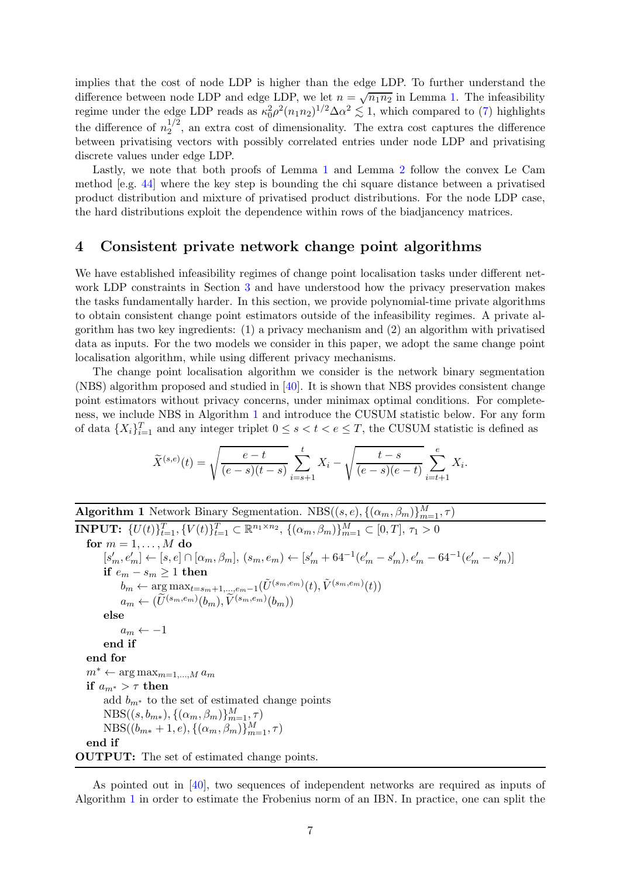implies that the cost of node LDP is higher than the edge LDP. To further understand the difference between node LDP and edge LDP, we let $n = \sqrt{n_1 n_2}$ in Lemma 1. The infeasibility regime under the edge LDP reads as $\kappa_0^2 \rho^2 (n_1 n_2)^{1/2} \Delta\alpha^2 \lesssim 1$, which compared to (7) highlights the difference of $n_2^{1/2}$, an extra cost of dimensionality. The extra cost captures the difference between privatising vectors with possibly correlated entries under node LDP and privatising discrete values under edge LDP.

Lastly, we note that both proofs of Lemma 1 and Lemma 2 follow the convex Le Cam method [e.g. 44] where the key step is bounding the chi square distance between a privatised product distribution and mixture of privatised product distributions. For the node LDP case, the hard distributions exploit the dependence within rows of the biadjancency matrices.

# 4 Consistent private network change point algorithms

We have established infeasibility regimes of change point localisation tasks under different network LDP constraints in Section 3 and have understood how the privacy preservation makes the tasks fundamentally harder. In this section, we provide polynomial-time private algorithms to obtain consistent change point estimators outside of the infeasibility regimes. A private algorithm has two key ingredients: (1) a privacy mechanism and (2) an algorithm with privatised data as inputs. For the two models we consider in this paper, we adopt the same change point localisation algorithm, while using different privacy mechanisms.

The change point localisation algorithm we consider is the network binary segmentation (NBS) algorithm proposed and studied in [40]. It is shown that NBS provides consistent change point estimators without privacy concerns, under minimax optimal conditions. For completeness, we include NBS in Algorithm 1 and introduce the CUSUM statistic below. For any form of data $\{X_i\}_{i=1}^T$ and any integer triplet $0 \leq s < t < e \leq T$, the CUSUM statistic is defined as

$$\widetilde{X}^{(s,e)}(t) = \sqrt{\frac{e-t}{(e-s)(t-s)}} \sum_{i=s+1}^{t} X_i - \sqrt{\frac{t-s}{(e-s)(e-t)}} \sum_{i=t+1}^{e} X_i.$$

**Algorithm 1** Network Binary Segmentation. NBS$((s,e), \{(\alpha_m, \beta_m)\}_{m=1}^M, \tau)$

```
INPUT: {U(t)}_{t=1}^T, {V(t)}_{t=1}^T ⊂ R^{n1×n2}, {(α_m, β_m)}_{m=1}^M ⊂ [0,T], τ_1 > 0
  for m = 1,...,M do
      [s'_m, e'_m] ← [s,e] ∩ [α_m, β_m], (s_m, e_m) ← [s'_m + 64^{-1}(e'_m − s'_m), e'_m − 64^{-1}(e'_m − s'_m)]
      if e_m − s_m ≥ 1 then
          b_m ← arg max_{t=s_m+1,...,e_m−1} (Ũ^{(s_m,e_m)}(t), Ṽ^{(s_m,e_m)}(t))
          a_m ← (Ũ^{(s_m,e_m)}(b_m), Ṽ^{(s_m,e_m)}(b_m))
      else
          a_m ← −1
      end if
  end for
  m* ← arg max_{m=1,...,M} a_m
  if a_{m*} > τ then
      add b_{m*} to the set of estimated change points
      NBS((s, b_{m*}), {(α_m, β_m)}_{m=1}^M, τ)
      NBS((b_{m*} + 1, e), {(α_m, β_m)}_{m=1}^M, τ)
  end if
OUTPUT: The set of estimated change points.
```

As pointed out in [40], two sequences of independent networks are required as inputs of Algorithm 1 in order to estimate the Frobenius norm of an IBN. In practice, one can split the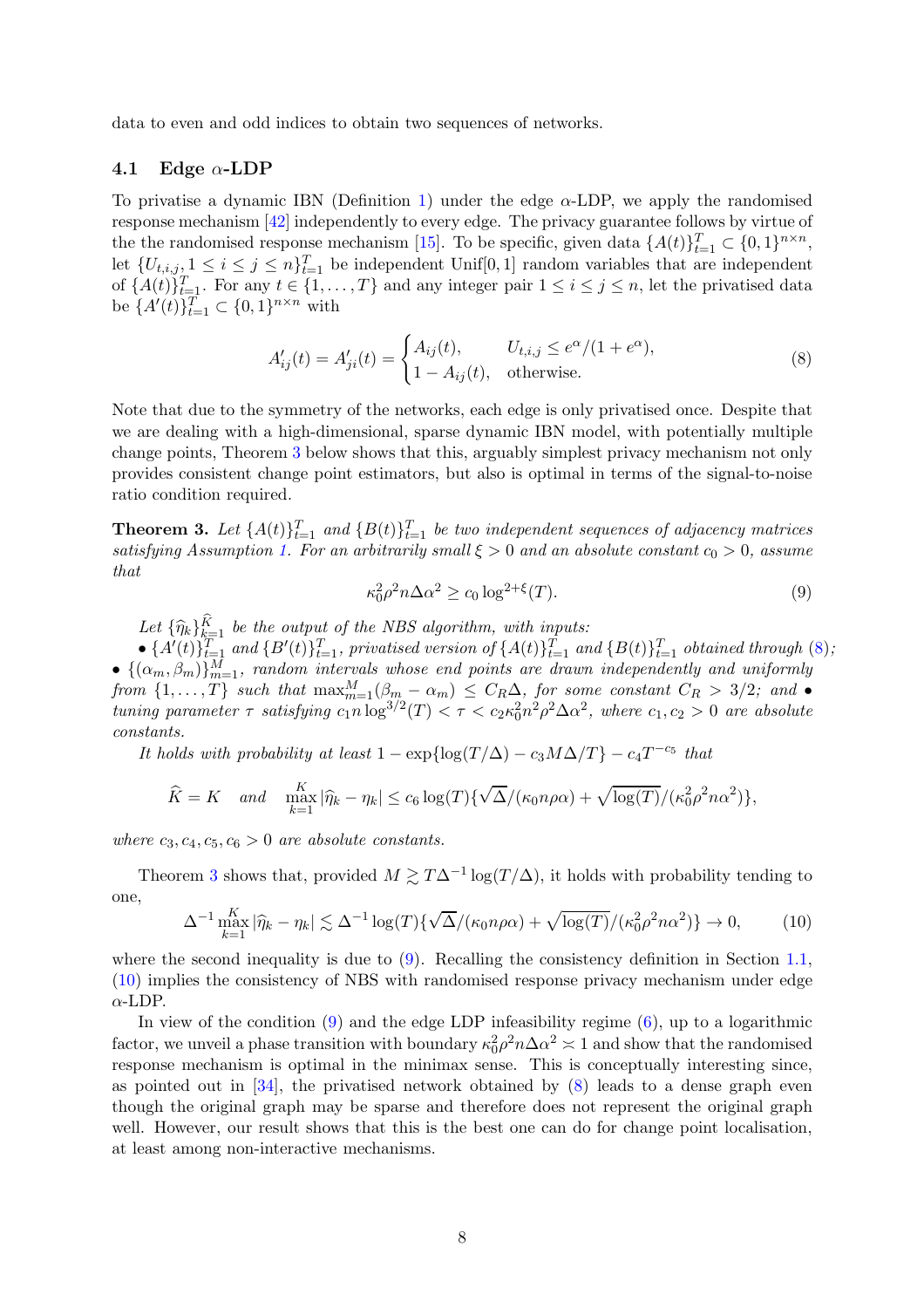data to even and odd indices to obtain two sequences of networks.

### 4.1 Edge $\alpha$-LDP

To privatise a dynamic IBN (Definition 1) under the edge $\alpha$-LDP, we apply the randomised response mechanism [42] independently to every edge. The privacy guarantee follows by virtue of the the randomised response mechanism [15]. To be specific, given data $\{A(t)\}_{t=1}^T \subset \{0,1\}^{n\times n}$, let $\{U_{t,i,j}, 1 \le i \le j \le n\}_{t=1}^T$ be independent Unif$[0,1]$ random variables that are independent of $\{A(t)\}_{t=1}^T$. For any $t \in \{1,\ldots,T\}$ and any integer pair $1 \le i \le j \le n$, let the privatised data be $\{A'(t)\}_{t=1}^T \subset \{0,1\}^{n\times n}$ with

$$A'_{ij}(t) = A'_{ji}(t) = \begin{cases} A_{ij}(t), & U_{t,i,j} \le e^{\alpha}/(1+e^{\alpha}), \\ 1 - A_{ij}(t), & \text{otherwise}. \end{cases} \tag{8}$$

Note that due to the symmetry of the networks, each edge is only privatised once. Despite that we are dealing with a high-dimensional, sparse dynamic IBN model, with potentially multiple change points, Theorem 3 below shows that this, arguably simplest privacy mechanism not only provides consistent change point estimators, but also is optimal in terms of the signal-to-noise ratio condition required.

**Theorem 3.** *Let $\{A(t)\}_{t=1}^T$ and $\{B(t)\}_{t=1}^T$ be two independent sequences of adjacency matrices satisfying Assumption 1. For an arbitrarily small $\xi > 0$ and an absolute constant $c_0 > 0$, assume that*

$$\kappa_0^2 \rho^2 n \Delta \alpha^2 \ge c_0 \log^{2+\xi}(T). \tag{9}$$

*Let $\{\widehat{\eta}_k\}_{k=1}^{\widehat{K}}$ be the output of the NBS algorithm, with inputs:*
*• $\{A'(t)\}_{t=1}^T$ and $\{B'(t)\}_{t=1}^T$, privatised version of $\{A(t)\}_{t=1}^T$ and $\{B(t)\}_{t=1}^T$ obtained through (8); • $\{(\alpha_m, \beta_m)\}_{m=1}^M$, random intervals whose end points are drawn independently and uniformly from $\{1,\ldots,T\}$ such that $\max_{m=1}^M(\beta_m - \alpha_m) \le C_R\Delta$, for some constant $C_R > 3/2$; and • tuning parameter $\tau$ satisfying $c_1 n \log^{3/2}(T) < \tau < c_2\kappa_0^2 n^2\rho^2\Delta\alpha^2$, where $c_1, c_2 > 0$ are absolute constants.*

*It holds with probability at least $1 - \exp\{\log(T/\Delta) - c_3 M\Delta/T\} - c_4 T^{-c_5}$ that*

$$\widehat{K} = K \quad \text{and} \quad \max_{k=1}^K |\widehat{\eta}_k - \eta_k| \le c_6 \log(T)\{\sqrt{\Delta}/(\kappa_0 n\rho\alpha) + \sqrt{\log(T)}/(\kappa_0^2\rho^2 n\alpha^2)\},$$

*where $c_3, c_4, c_5, c_6 > 0$ are absolute constants.*

Theorem 3 shows that, provided $M \gtrsim T\Delta^{-1}\log(T/\Delta)$, it holds with probability tending to one,

$$\Delta^{-1}\max_{k=1}^K |\widehat{\eta}_k - \eta_k| \lesssim \Delta^{-1}\log(T)\{\sqrt{\Delta}/(\kappa_0 n\rho\alpha) + \sqrt{\log(T)}/(\kappa_0^2\rho^2 n\alpha^2)\} \to 0, \tag{10}$$

where the second inequality is due to (9). Recalling the consistency definition in Section 1.1, (10) implies the consistency of NBS with randomised response privacy mechanism under edge $\alpha$-LDP.

In view of the condition (9) and the edge LDP infeasibility regime (6), up to a logarithmic factor, we unveil a phase transition with boundary $\kappa_0^2\rho^2 n\Delta\alpha^2 \asymp 1$ and show that the randomised response mechanism is optimal in the minimax sense. This is conceptually interesting since, as pointed out in [34], the privatised network obtained by (8) leads to a dense graph even though the original graph may be sparse and therefore does not represent the original graph well. However, our result shows that this is the best one can do for change point localisation, at least among non-interactive mechanisms.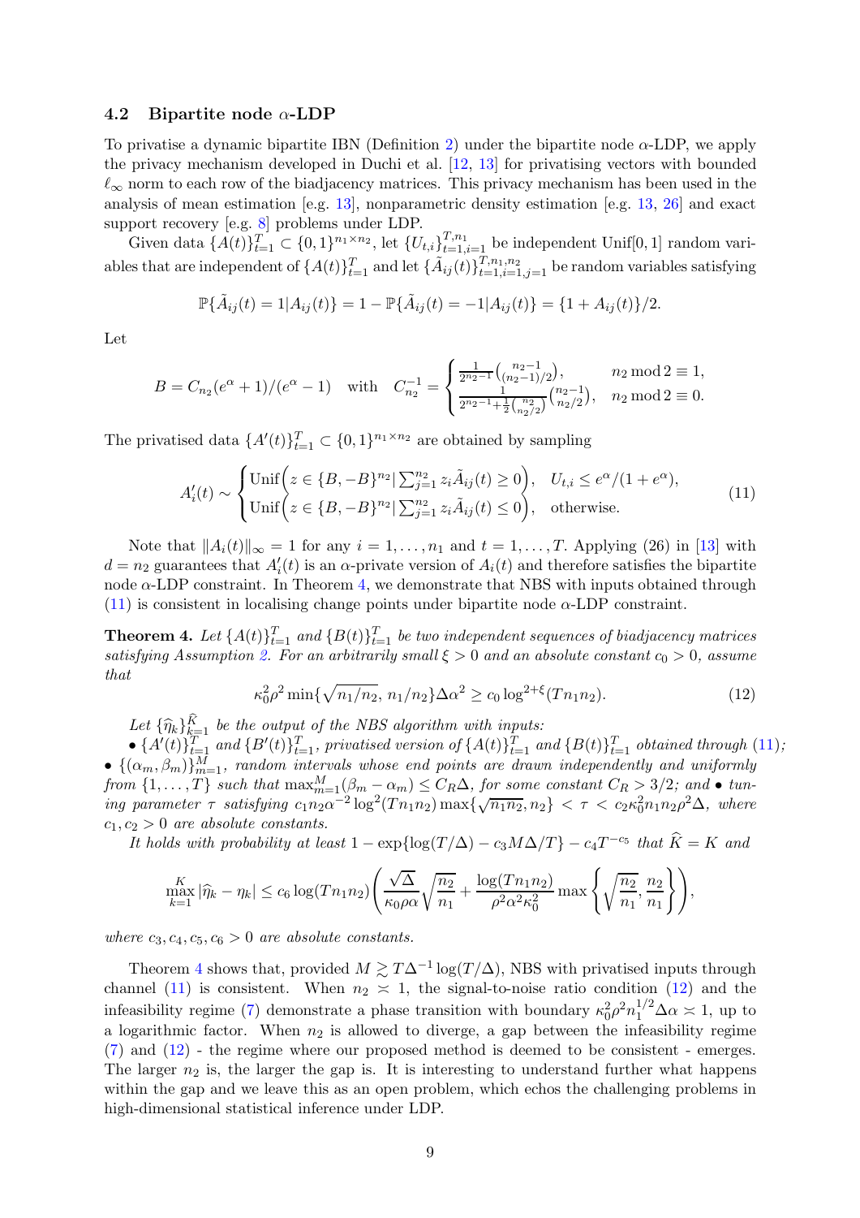### 4.2 Bipartite node $\alpha$-LDP

To privatise a dynamic bipartite IBN (Definition 2) under the bipartite node $\alpha$-LDP, we apply the privacy mechanism developed in Duchi et al. [12, 13] for privatising vectors with bounded $\ell_\infty$ norm to each row of the biadjacency matrices. This privacy mechanism has been used in the analysis of mean estimation [e.g. 13], nonparametric density estimation [e.g. 13, 26] and exact support recovery [e.g. 8] problems under LDP.

Given data $\{A(t)\}_{t=1}^T \subset \{0,1\}^{n_1 \times n_2}$, let $\{U_{t,i}\}_{t=1,i=1}^{T,n_1}$ be independent Unif[0, 1] random variables that are independent of $\{A(t)\}_{t=1}^T$ and let $\{\tilde{A}_{ij}(t)\}_{t=1,i=1,j=1}^{T,n_1,n_2}$ be random variables satisfying

$$\mathbb{P}\{\tilde{A}_{ij}(t) = 1 | A_{ij}(t)\} = 1 - \mathbb{P}\{\tilde{A}_{ij}(t) = -1 | A_{ij}(t)\} = \{1 + A_{ij}(t)\}/2.$$

Let

$$B = C_{n_2}(e^\alpha + 1)/(e^\alpha - 1) \quad \text{with} \quad C_{n_2}^{-1} = \begin{cases} \frac{1}{2^{n_2-1}}\binom{n_2-1}{(n_2-1)/2}, & n_2 \bmod 2 \equiv 1, \\ \frac{1}{2^{n_2-1}+\frac{1}{2}\binom{n_2}{n_2/2}}\binom{n_2-1}{n_2/2}, & n_2 \bmod 2 \equiv 0. \end{cases}$$

The privatised data $\{A'(t)\}_{t=1}^T \subset \{0,1\}^{n_1 \times n_2}$ are obtained by sampling

$$A'_i(t) \sim \begin{cases} \mathrm{Unif}\Big(z \in \{B, -B\}^{n_2} | \sum_{j=1}^{n_2} z_i \tilde{A}_{ij}(t) \geq 0\Big), & U_{t,i} \leq e^\alpha/(1 + e^\alpha), \\ \mathrm{Unif}\Big(z \in \{B, -B\}^{n_2} | \sum_{j=1}^{n_2} z_i \tilde{A}_{ij}(t) \leq 0\Big), & \text{otherwise}. \end{cases} \tag{11}$$

Note that $\|A_i(t)\|_\infty = 1$ for any $i = 1, \ldots, n_1$ and $t = 1, \ldots, T$. Applying (26) in [13] with $d = n_2$ guarantees that $A'_i(t)$ is an $\alpha$-private version of $A_i(t)$ and therefore satisfies the bipartite node $\alpha$-LDP constraint. In Theorem 4, we demonstrate that NBS with inputs obtained through (11) is consistent in localising change points under bipartite node $\alpha$-LDP constraint.

**Theorem 4.** *Let $\{A(t)\}_{t=1}^T$ and $\{B(t)\}_{t=1}^T$ be two independent sequences of biadjacency matrices satisfying Assumption 2. For an arbitrarily small $\xi > 0$ and an absolute constant $c_0 > 0$, assume that*

$$\kappa_0^2 \rho^2 \min\{\sqrt{n_1/n_2},\, n_1/n_2\} \Delta \alpha^2 \geq c_0 \log^{2+\xi}(T n_1 n_2). \tag{12}$$

*Let $\{\widehat{\eta}_k\}_{k=1}^{\widehat{K}}$ be the output of the NBS algorithm with inputs:*

- *$\{A'(t)\}_{t=1}^T$ and $\{B'(t)\}_{t=1}^T$, privatised version of $\{A(t)\}_{t=1}^T$ and $\{B(t)\}_{t=1}^T$ obtained through (11);*
- *$\{(\alpha_m, \beta_m)\}_{m=1}^M$, random intervals whose end points are drawn independently and uniformly from $\{1, \ldots, T\}$ such that $\max_{m=1}^M(\beta_m - \alpha_m) \leq C_R \Delta$, for some constant $C_R > 3/2$; and*
- *tuning parameter $\tau$ satisfying $c_1 n_2 \alpha^{-2} \log^2(T n_1 n_2) \max\{\sqrt{n_1 n_2}, n_2\} < \tau < c_2 \kappa_0^2 n_1 n_2 \rho^2 \Delta$, where $c_1, c_2 > 0$ are absolute constants.*

*It holds with probability at least $1 - \exp\{\log(T/\Delta) - c_3 M \Delta/T\} - c_4 T^{-c_5}$ that $\widehat{K} = K$ and*

$$\max_{k=1}^K |\widehat{\eta}_k - \eta_k| \leq c_6 \log(T n_1 n_2) \left( \frac{\sqrt{\Delta}}{\kappa_0 \rho \alpha} \sqrt{\frac{n_2}{n_1}} + \frac{\log(T n_1 n_2)}{\rho^2 \alpha^2 \kappa_0^2} \max\left\{ \sqrt{\frac{n_2}{n_1}}, \frac{n_2}{n_1} \right\} \right),$$

*where $c_3, c_4, c_5, c_6 > 0$ are absolute constants.*

Theorem 4 shows that, provided $M \gtrsim T\Delta^{-1}\log(T/\Delta)$, NBS with privatised inputs through channel (11) is consistent. When $n_2 \asymp 1$, the signal-to-noise ratio condition (12) and the infeasibility regime (7) demonstrate a phase transition with boundary $\kappa_0^2 \rho^2 n_1^{1/2} \Delta \alpha \asymp 1$, up to a logarithmic factor. When $n_2$ is allowed to diverge, a gap between the infeasibility regime (7) and (12) - the regime where our proposed method is deemed to be consistent - emerges. The larger $n_2$ is, the larger the gap is. It is interesting to understand further what happens within the gap and we leave this as an open problem, which echos the challenging problems in high-dimensional statistical inference under LDP.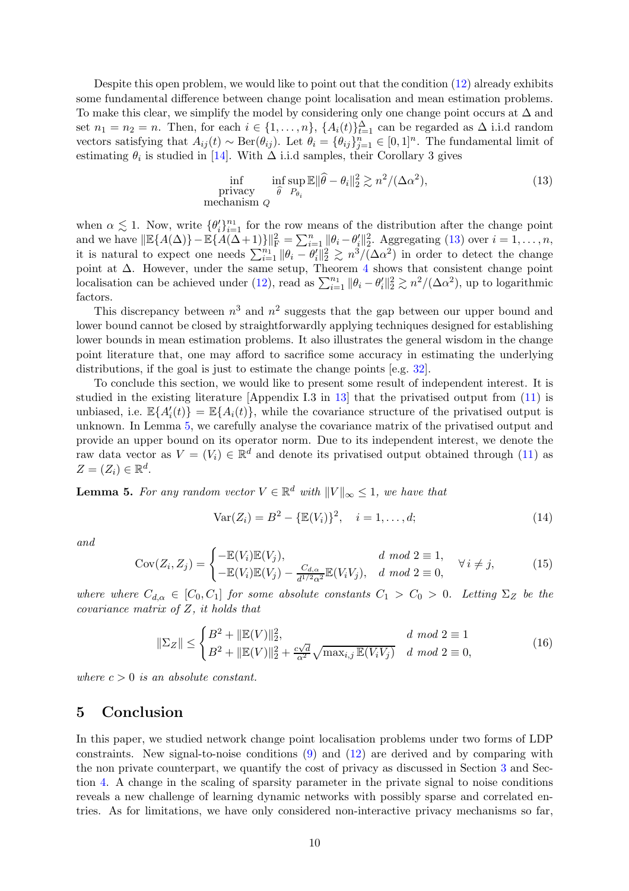Despite this open problem, we would like to point out that the condition (12) already exhibits some fundamental difference between change point localisation and mean estimation problems. To make this clear, we simplify the model by considering only one change point occurs at $\Delta$ and set $n_1 = n_2 = n$. Then, for each $i \in \{1, \ldots, n\}$, $\{A_i(t)\}_{t=1}^{\Delta}$ can be regarded as $\Delta$ i.i.d random vectors satisfying that $A_{ij}(t) \sim \mathrm{Ber}(\theta_{ij})$. Let $\theta_i = \{\theta_{ij}\}_{j=1}^{n} \in [0,1]^n$. The fundamental limit of estimating $\theta_i$ is studied in [14]. With $\Delta$ i.i.d samples, their Corollary 3 gives

$$\inf_{\substack{\text{privacy} \\ \text{mechanism } Q}} \inf_{\widehat{\theta}} \sup_{P_{\theta_i}} \mathbb{E}\|\widehat{\theta} - \theta_i\|_2^2 \gtrsim n^2/(\Delta\alpha^2), \tag{13}$$

when $\alpha \lesssim 1$. Now, write $\{\theta_i'\}_{i=1}^{n_1}$ for the row means of the distribution after the change point and we have $\|\mathbb{E}\{A(\Delta)\} - \mathbb{E}\{A(\Delta+1)\}\|_{\mathrm{F}}^2 = \sum_{i=1}^{n} \|\theta_i - \theta_i'\|_2^2$. Aggregating (13) over $i = 1, \ldots, n$, it is natural to expect one needs $\sum_{i=1}^{n_1} \|\theta_i - \theta_i'\|_2^2 \gtrsim n^3/(\Delta\alpha^2)$ in order to detect the change point at $\Delta$. However, under the same setup, Theorem 4 shows that consistent change point localisation can be achieved under (12), read as $\sum_{i=1}^{n_1} \|\theta_i - \theta_i'\|_2^2 \gtrsim n^2/(\Delta\alpha^2)$, up to logarithmic factors.

This discrepancy between $n^3$ and $n^2$ suggests that the gap between our upper bound and lower bound cannot be closed by straightforwardly applying techniques designed for establishing lower bounds in mean estimation problems. It also illustrates the general wisdom in the change point literature that, one may afford to sacrifice some accuracy in estimating the underlying distributions, if the goal is just to estimate the change points [e.g. 32].

To conclude this section, we would like to present some result of independent interest. It is studied in the existing literature [Appendix I.3 in 13] that the privatised output from (11) is unbiased, i.e. $\mathbb{E}\{A_i'(t)\} = \mathbb{E}\{A_i(t)\}$, while the covariance structure of the privatised output is unknown. In Lemma 5, we carefully analyse the covariance matrix of the privatised output and provide an upper bound on its operator norm. Due to its independent interest, we denote the raw data vector as $V = (V_i) \in \mathbb{R}^d$ and denote its privatised output obtained through (11) as $Z = (Z_i) \in \mathbb{R}^d$.

**Lemma 5.** *For any random vector $V \in \mathbb{R}^d$ with $\|V\|_\infty \leq 1$, we have that*

$$\mathrm{Var}(Z_i) = B^2 - \{\mathbb{E}(V_i)\}^2, \quad i = 1, \ldots, d; \tag{14}$$

*and*

$$\mathrm{Cov}(Z_i, Z_j) = \begin{cases} -\mathbb{E}(V_i)\mathbb{E}(V_j), & d \text{ mod } 2 \equiv 1, \\ -\mathbb{E}(V_i)\mathbb{E}(V_j) - \frac{C_{d,\alpha}}{d^{1/2}\alpha^2}\mathbb{E}(V_iV_j), & d \text{ mod } 2 \equiv 0, \end{cases} \quad \forall\, i \neq j, \tag{15}$$

*where where $C_{d,\alpha} \in [C_0, C_1]$ for some absolute constants $C_1 > C_0 > 0$. Letting $\Sigma_Z$ be the covariance matrix of $Z$, it holds that*

$$\|\Sigma_Z\| \leq \begin{cases} B^2 + \|\mathbb{E}(V)\|_2^2, & d \text{ mod } 2 \equiv 1 \\ B^2 + \|\mathbb{E}(V)\|_2^2 + \frac{c\sqrt{d}}{\alpha^2}\sqrt{\max_{i,j}\mathbb{E}(V_iV_j)} & d \text{ mod } 2 \equiv 0, \end{cases} \tag{16}$$

*where $c > 0$ is an absolute constant.*

## 5 Conclusion

In this paper, we studied network change point localisation problems under two forms of LDP constraints. New signal-to-noise conditions (9) and (12) are derived and by comparing with the non private counterpart, we quantify the cost of privacy as discussed in Section 3 and Section 4. A change in the scaling of sparsity parameter in the private signal to noise conditions reveals a new challenge of learning dynamic networks with possibly sparse and correlated entries. As for limitations, we have only considered non-interactive privacy mechanisms so far,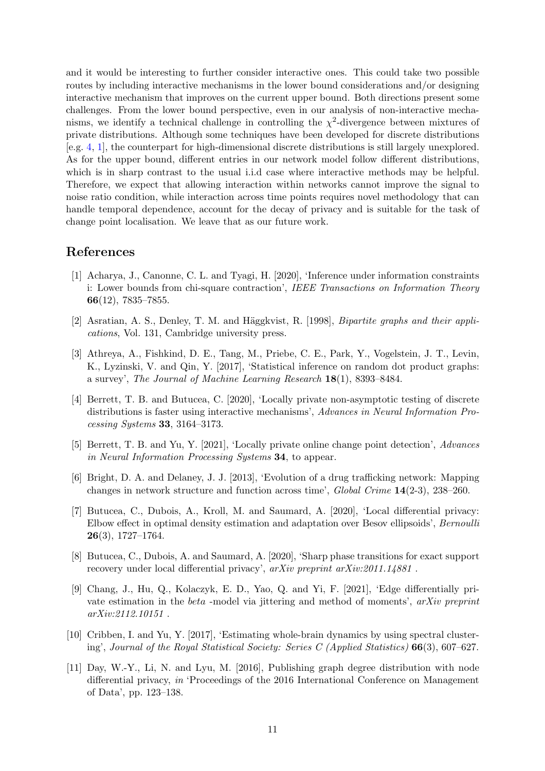and it would be interesting to further consider interactive ones. This could take two possible routes by including interactive mechanisms in the lower bound considerations and/or designing interactive mechanism that improves on the current upper bound. Both directions present some challenges. From the lower bound perspective, even in our analysis of non-interactive mechanisms, we identify a technical challenge in controlling the $\chi^2$-divergence between mixtures of private distributions. Although some techniques have been developed for discrete distributions [e.g. 4, 1], the counterpart for high-dimensional discrete distributions is still largely unexplored. As for the upper bound, different entries in our network model follow different distributions, which is in sharp contrast to the usual i.i.d case where interactive methods may be helpful. Therefore, we expect that allowing interaction within networks cannot improve the signal to noise ratio condition, while interaction across time points requires novel methodology that can handle temporal dependence, account for the decay of privacy and is suitable for the task of change point localisation. We leave that as our future work.

# References

[1] Acharya, J., Canonne, C. L. and Tyagi, H. [2020], 'Inference under information constraints i: Lower bounds from chi-square contraction', *IEEE Transactions on Information Theory* **66**(12), 7835–7855.

[2] Asratian, A. S., Denley, T. M. and Häggkvist, R. [1998], *Bipartite graphs and their applications*, Vol. 131, Cambridge university press.

[3] Athreya, A., Fishkind, D. E., Tang, M., Priebe, C. E., Park, Y., Vogelstein, J. T., Levin, K., Lyzinski, V. and Qin, Y. [2017], 'Statistical inference on random dot product graphs: a survey', *The Journal of Machine Learning Research* **18**(1), 8393–8484.

[4] Berrett, T. B. and Butucea, C. [2020], 'Locally private non-asymptotic testing of discrete distributions is faster using interactive mechanisms', *Advances in Neural Information Processing Systems* **33**, 3164–3173.

[5] Berrett, T. B. and Yu, Y. [2021], 'Locally private online change point detection', *Advances in Neural Information Processing Systems* **34**, to appear.

[6] Bright, D. A. and Delaney, J. J. [2013], 'Evolution of a drug trafficking network: Mapping changes in network structure and function across time', *Global Crime* **14**(2-3), 238–260.

[7] Butucea, C., Dubois, A., Kroll, M. and Saumard, A. [2020], 'Local differential privacy: Elbow effect in optimal density estimation and adaptation over Besov ellipsoids', *Bernoulli* **26**(3), 1727–1764.

[8] Butucea, C., Dubois, A. and Saumard, A. [2020], 'Sharp phase transitions for exact support recovery under local differential privacy', *arXiv preprint arXiv:2011.14881* .

[9] Chang, J., Hu, Q., Kolaczyk, E. D., Yao, Q. and Yi, F. [2021], 'Edge differentially private estimation in the *beta* -model via jittering and method of moments', *arXiv preprint arXiv:2112.10151* .

[10] Cribben, I. and Yu, Y. [2017], 'Estimating whole-brain dynamics by using spectral clustering', *Journal of the Royal Statistical Society: Series C (Applied Statistics)* **66**(3), 607–627.

[11] Day, W.-Y., Li, N. and Lyu, M. [2016], Publishing graph degree distribution with node differential privacy, *in* 'Proceedings of the 2016 International Conference on Management of Data', pp. 123–138.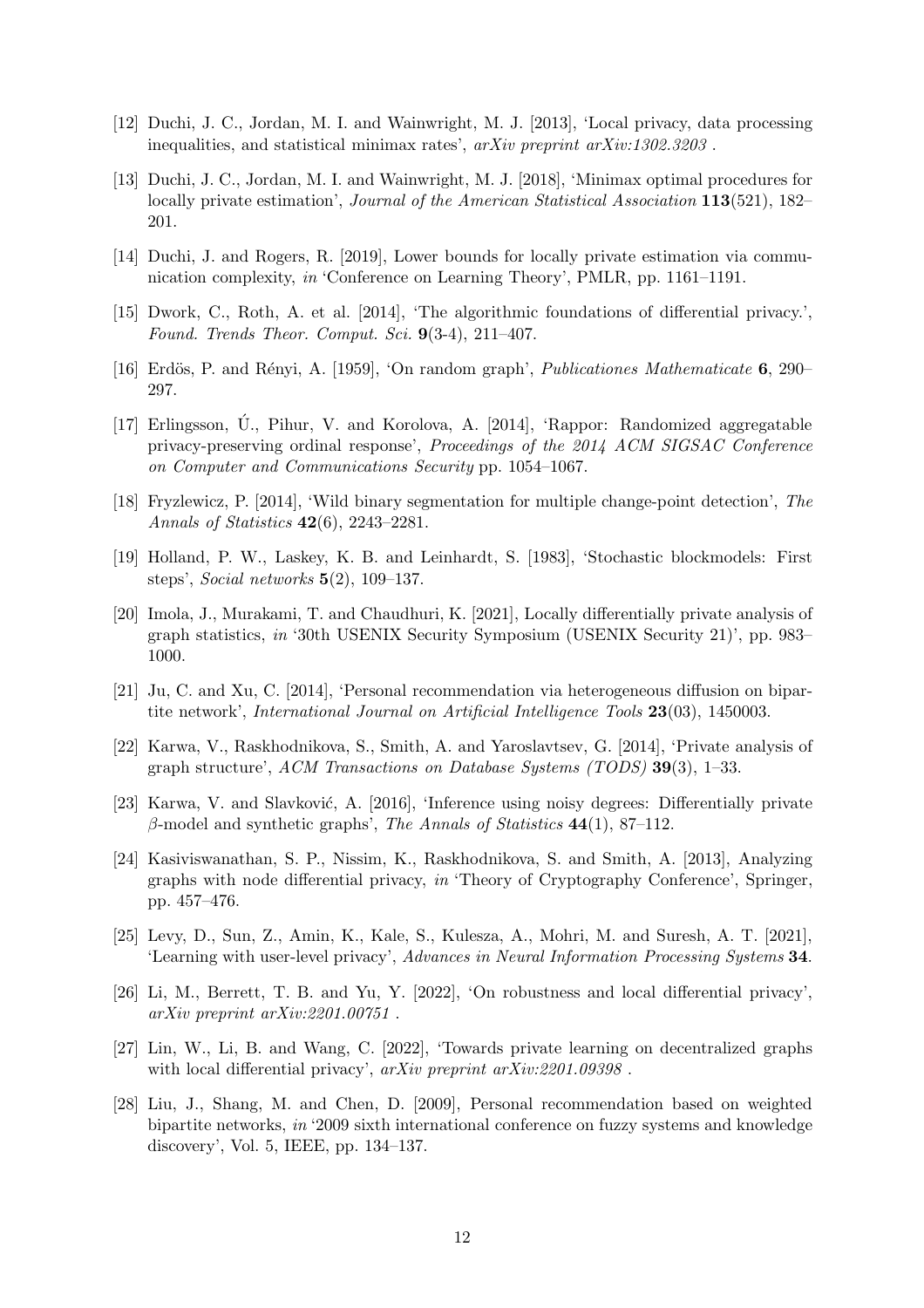[12] Duchi, J. C., Jordan, M. I. and Wainwright, M. J. [2013], 'Local privacy, data processing inequalities, and statistical minimax rates', *arXiv preprint arXiv:1302.3203* .

[13] Duchi, J. C., Jordan, M. I. and Wainwright, M. J. [2018], 'Minimax optimal procedures for locally private estimation', *Journal of the American Statistical Association* **113**(521), 182–201.

[14] Duchi, J. and Rogers, R. [2019], Lower bounds for locally private estimation via communication complexity, *in* 'Conference on Learning Theory', PMLR, pp. 1161–1191.

[15] Dwork, C., Roth, A. et al. [2014], 'The algorithmic foundations of differential privacy.', *Found. Trends Theor. Comput. Sci.* **9**(3-4), 211–407.

[16] Erdös, P. and Rényi, A. [1959], 'On random graph', *Publicationes Mathematicate* **6**, 290–297.

[17] Erlingsson, Ú., Pihur, V. and Korolova, A. [2014], 'Rappor: Randomized aggregatable privacy-preserving ordinal response', *Proceedings of the 2014 ACM SIGSAC Conference on Computer and Communications Security* pp. 1054–1067.

[18] Fryzlewicz, P. [2014], 'Wild binary segmentation for multiple change-point detection', *The Annals of Statistics* **42**(6), 2243–2281.

[19] Holland, P. W., Laskey, K. B. and Leinhardt, S. [1983], 'Stochastic blockmodels: First steps', *Social networks* **5**(2), 109–137.

[20] Imola, J., Murakami, T. and Chaudhuri, K. [2021], Locally differentially private analysis of graph statistics, *in* '30th USENIX Security Symposium (USENIX Security 21)', pp. 983–1000.

[21] Ju, C. and Xu, C. [2014], 'Personal recommendation via heterogeneous diffusion on bipartite network', *International Journal on Artificial Intelligence Tools* **23**(03), 1450003.

[22] Karwa, V., Raskhodnikova, S., Smith, A. and Yaroslavtsev, G. [2014], 'Private analysis of graph structure', *ACM Transactions on Database Systems (TODS)* **39**(3), 1–33.

[23] Karwa, V. and Slavković, A. [2016], 'Inference using noisy degrees: Differentially private $\beta$-model and synthetic graphs', *The Annals of Statistics* **44**(1), 87–112.

[24] Kasiviswanathan, S. P., Nissim, K., Raskhodnikova, S. and Smith, A. [2013], Analyzing graphs with node differential privacy, *in* 'Theory of Cryptography Conference', Springer, pp. 457–476.

[25] Levy, D., Sun, Z., Amin, K., Kale, S., Kulesza, A., Mohri, M. and Suresh, A. T. [2021], 'Learning with user-level privacy', *Advances in Neural Information Processing Systems* **34**.

[26] Li, M., Berrett, T. B. and Yu, Y. [2022], 'On robustness and local differential privacy', *arXiv preprint arXiv:2201.00751* .

[27] Lin, W., Li, B. and Wang, C. [2022], 'Towards private learning on decentralized graphs with local differential privacy', *arXiv preprint arXiv:2201.09398* .

[28] Liu, J., Shang, M. and Chen, D. [2009], Personal recommendation based on weighted bipartite networks, *in* '2009 sixth international conference on fuzzy systems and knowledge discovery', Vol. 5, IEEE, pp. 134–137.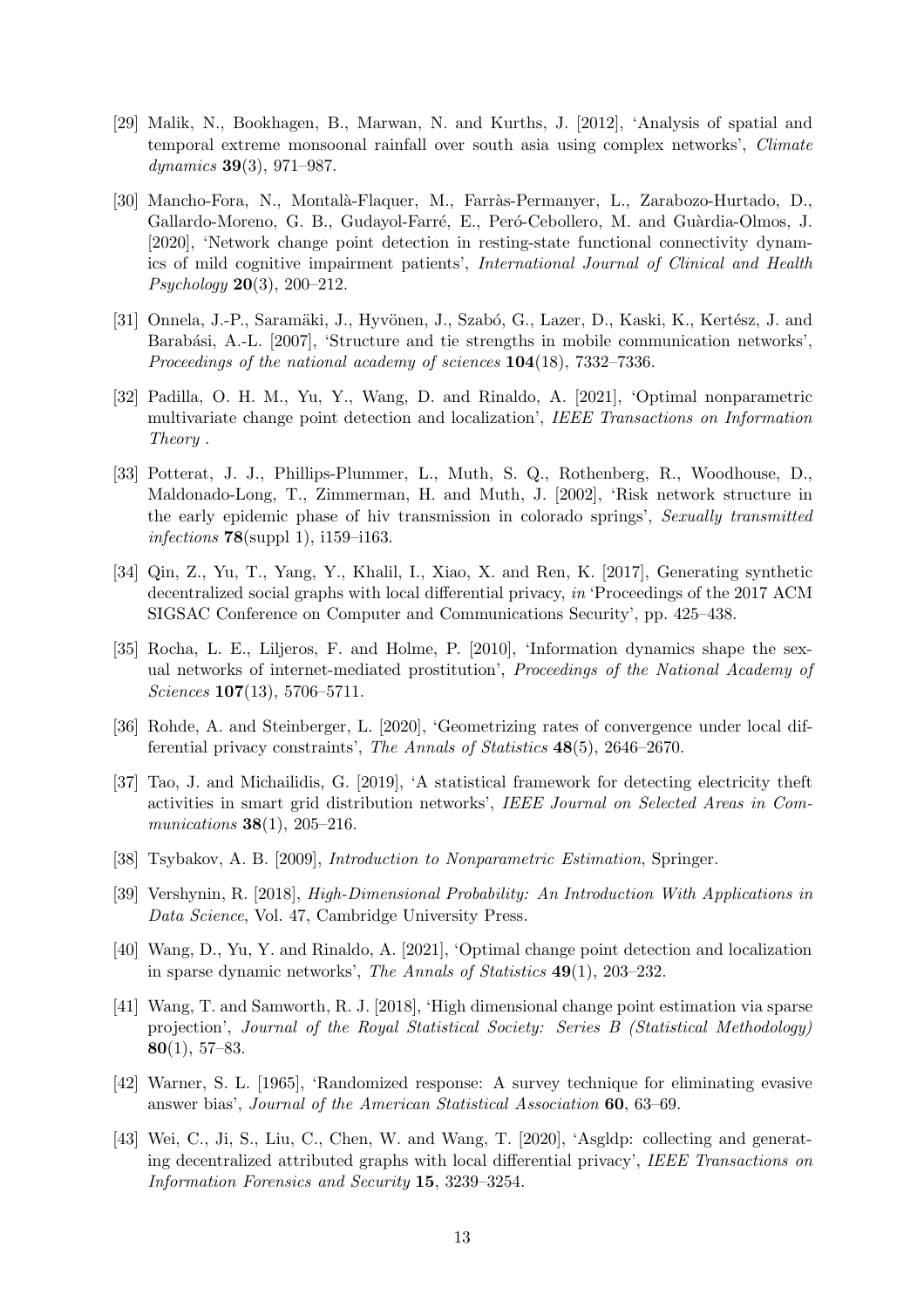[29] Malik, N., Bookhagen, B., Marwan, N. and Kurths, J. [2012], 'Analysis of spatial and temporal extreme monsoonal rainfall over south asia using complex networks', *Climate dynamics* **39**(3), 971–987.

[30] Mancho-Fora, N., Montalà-Flaquer, M., Farràs-Permanyer, L., Zarabozo-Hurtado, D., Gallardo-Moreno, G. B., Gudayol-Farré, E., Peró-Cebollero, M. and Guàrdia-Olmos, J. [2020], 'Network change point detection in resting-state functional connectivity dynamics of mild cognitive impairment patients', *International Journal of Clinical and Health Psychology* **20**(3), 200–212.

[31] Onnela, J.-P., Saramäki, J., Hyvönen, J., Szabó, G., Lazer, D., Kaski, K., Kertész, J. and Barabási, A.-L. [2007], 'Structure and tie strengths in mobile communication networks', *Proceedings of the national academy of sciences* **104**(18), 7332–7336.

[32] Padilla, O. H. M., Yu, Y., Wang, D. and Rinaldo, A. [2021], 'Optimal nonparametric multivariate change point detection and localization', *IEEE Transactions on Information Theory* .

[33] Potterat, J. J., Phillips-Plummer, L., Muth, S. Q., Rothenberg, R., Woodhouse, D., Maldonado-Long, T., Zimmerman, H. and Muth, J. [2002], 'Risk network structure in the early epidemic phase of hiv transmission in colorado springs', *Sexually transmitted infections* **78**(suppl 1), i159–i163.

[34] Qin, Z., Yu, T., Yang, Y., Khalil, I., Xiao, X. and Ren, K. [2017], Generating synthetic decentralized social graphs with local differential privacy, *in* 'Proceedings of the 2017 ACM SIGSAC Conference on Computer and Communications Security', pp. 425–438.

[35] Rocha, L. E., Liljeros, F. and Holme, P. [2010], 'Information dynamics shape the sexual networks of internet-mediated prostitution', *Proceedings of the National Academy of Sciences* **107**(13), 5706–5711.

[36] Rohde, A. and Steinberger, L. [2020], 'Geometrizing rates of convergence under local differential privacy constraints', *The Annals of Statistics* **48**(5), 2646–2670.

[37] Tao, J. and Michailidis, G. [2019], 'A statistical framework for detecting electricity theft activities in smart grid distribution networks', *IEEE Journal on Selected Areas in Communications* **38**(1), 205–216.

[38] Tsybakov, A. B. [2009], *Introduction to Nonparametric Estimation*, Springer.

[39] Vershynin, R. [2018], *High-Dimensional Probability: An Introduction With Applications in Data Science*, Vol. 47, Cambridge University Press.

[40] Wang, D., Yu, Y. and Rinaldo, A. [2021], 'Optimal change point detection and localization in sparse dynamic networks', *The Annals of Statistics* **49**(1), 203–232.

[41] Wang, T. and Samworth, R. J. [2018], 'High dimensional change point estimation via sparse projection', *Journal of the Royal Statistical Society: Series B (Statistical Methodology)* **80**(1), 57–83.

[42] Warner, S. L. [1965], 'Randomized response: A survey technique for eliminating evasive answer bias', *Journal of the American Statistical Association* **60**, 63–69.

[43] Wei, C., Ji, S., Liu, C., Chen, W. and Wang, T. [2020], 'Asgldp: collecting and generating decentralized attributed graphs with local differential privacy', *IEEE Transactions on Information Forensics and Security* **15**, 3239–3254.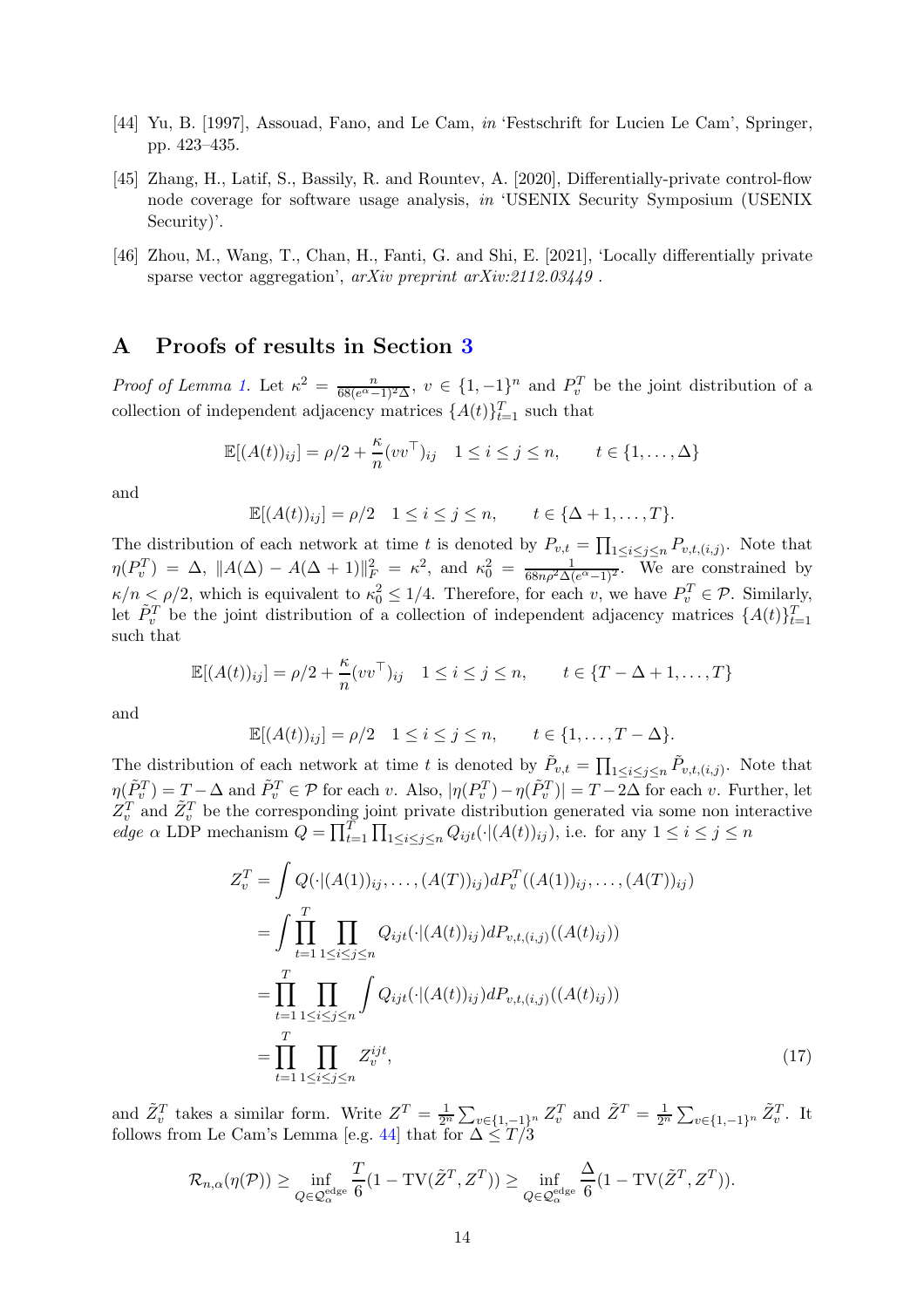[44] Yu, B. [1997], Assouad, Fano, and Le Cam, *in* 'Festschrift for Lucien Le Cam', Springer, pp. 423–435.

[45] Zhang, H., Latif, S., Bassily, R. and Rountev, A. [2020], Differentially-private control-flow node coverage for software usage analysis, *in* 'USENIX Security Symposium (USENIX Security)'.

[46] Zhou, M., Wang, T., Chan, H., Fanti, G. and Shi, E. [2021], 'Locally differentially private sparse vector aggregation', *arXiv preprint arXiv:2112.03449* .

# A Proofs of results in Section 3

*Proof of Lemma 1.* Let $\kappa^2 = \frac{n}{68(e^\alpha-1)^2\Delta}$, $v \in \{1,-1\}^n$ and $P_v^T$ be the joint distribution of a collection of independent adjacency matrices $\{A(t)\}_{t=1}^T$ such that

$$\mathbb{E}[(A(t))_{ij}] = \rho/2 + \frac{\kappa}{n}(vv^\top)_{ij} \quad 1 \le i \le j \le n, \qquad t \in \{1,\ldots,\Delta\}$$

and

$$\mathbb{E}[(A(t))_{ij}] = \rho/2 \quad 1 \le i \le j \le n, \qquad t \in \{\Delta+1,\ldots,T\}.$$

The distribution of each network at time $t$ is denoted by $P_{v,t} = \prod_{1\le i\le j\le n} P_{v,t,(i,j)}$. Note that $\eta(P_v^T) = \Delta$, $\|A(\Delta) - A(\Delta+1)\|_F^2 = \kappa^2$, and $\kappa_0^2 = \frac{1}{68n\rho^2\Delta(e^\alpha-1)^2}$. We are constrained by $\kappa/n < \rho/2$, which is equivalent to $\kappa_0^2 \le 1/4$. Therefore, for each $v$, we have $P_v^T \in \mathcal{P}$. Similarly, let $\tilde{P}_v^T$ be the joint distribution of a collection of independent adjacency matrices $\{A(t)\}_{t=1}^T$ such that

$$\mathbb{E}[(A(t))_{ij}] = \rho/2 + \frac{\kappa}{n}(vv^\top)_{ij} \quad 1 \le i \le j \le n, \qquad t \in \{T-\Delta+1,\ldots,T\}$$

and

$$\mathbb{E}[(A(t))_{ij}] = \rho/2 \quad 1 \le i \le j \le n, \qquad t \in \{1,\ldots,T-\Delta\}.$$

The distribution of each network at time $t$ is denoted by $\tilde{P}_{v,t} = \prod_{1\le i\le j\le n} \tilde{P}_{v,t,(i,j)}$. Note that $\eta(\tilde{P}_v^T) = T-\Delta$ and $\tilde{P}_v^T \in \mathcal{P}$ for each $v$. Also, $|\eta(P_v^T) - \eta(\tilde{P}_v^T)| = T - 2\Delta$ for each $v$. Further, let $Z_v^T$ and $\tilde{Z}_v^T$ be the corresponding joint private distribution generated via some non interactive *edge* $\alpha$ LDP mechanism $Q = \prod_{t=1}^T \prod_{1\le i\le j\le n} Q_{ijt}(\cdot|(A(t))_{ij})$, i.e. for any $1 \le i \le j \le n$

$$\begin{aligned}
Z_v^T &= \int Q(\cdot|(A(1))_{ij},\ldots,(A(T))_{ij})dP_v^T((A(1))_{ij},\ldots,(A(T))_{ij}) \\
&= \int \prod_{t=1}^T \prod_{1\le i\le j\le n} Q_{ijt}(\cdot|(A(t))_{ij})dP_{v,t,(i,j)}((A(t)_{ij})) \\
&= \prod_{t=1}^T \prod_{1\le i\le j\le n} \int Q_{ijt}(\cdot|(A(t))_{ij})dP_{v,t,(i,j)}((A(t)_{ij})) \\
&= \prod_{t=1}^T \prod_{1\le i\le j\le n} Z_v^{ijt},
\end{aligned} \tag{17}$$

and $\tilde{Z}_v^T$ takes a similar form. Write $Z^T = \frac{1}{2^n}\sum_{v\in\{1,-1\}^n} Z_v^T$ and $\tilde{Z}^T = \frac{1}{2^n}\sum_{v\in\{1,-1\}^n} \tilde{Z}_v^T$. It follows from Le Cam's Lemma [e.g. 44] that for $\Delta \le T/3$

$$\mathcal{R}_{n,\alpha}(\eta(\mathcal{P})) \ge \inf_{Q\in\mathcal{Q}_\alpha^{\text{edge}}} \frac{T}{6}(1 - \text{TV}(\tilde{Z}^T, Z^T)) \ge \inf_{Q\in\mathcal{Q}_\alpha^{\text{edge}}} \frac{\Delta}{6}(1 - \text{TV}(\tilde{Z}^T, Z^T)).$$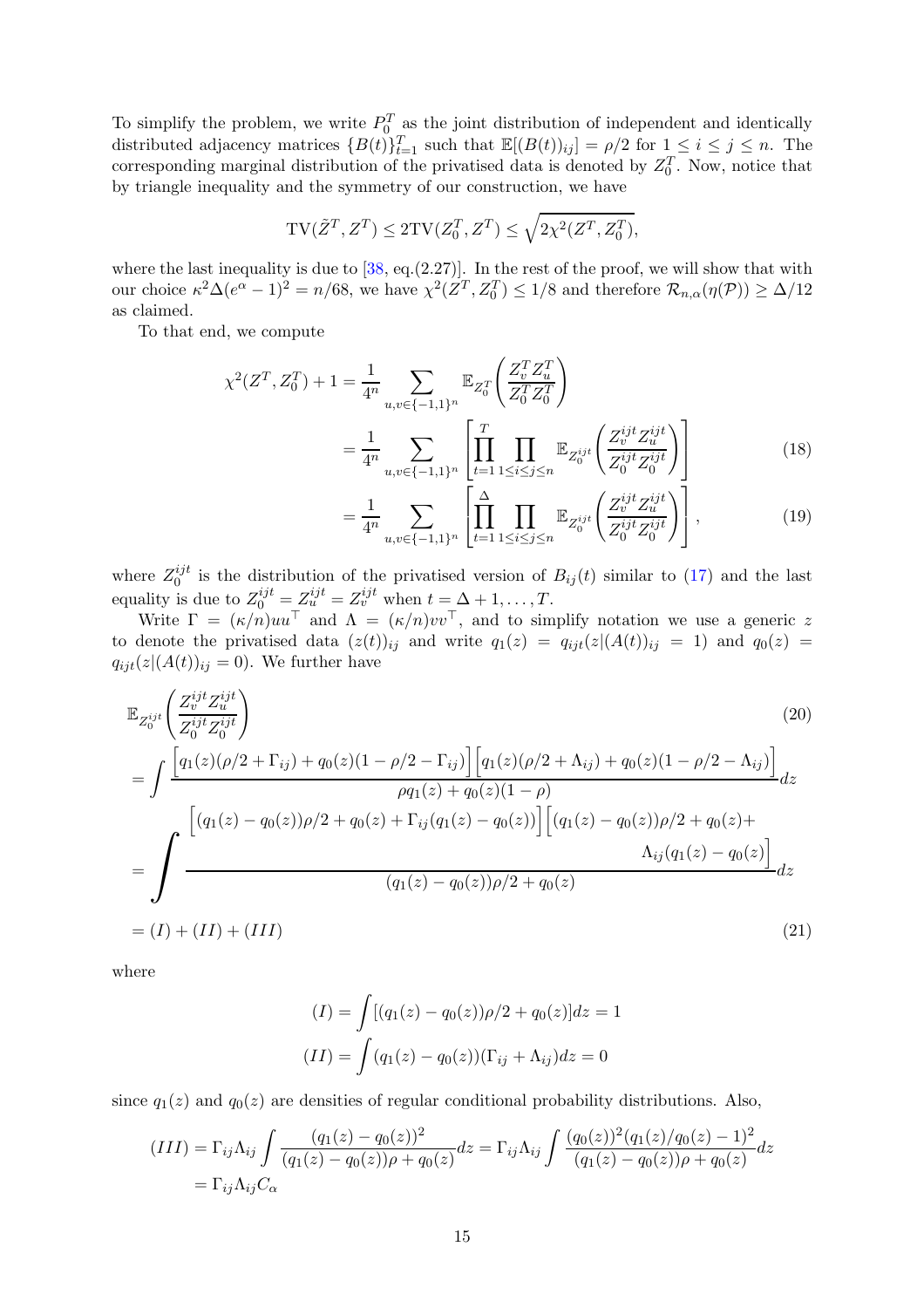To simplify the problem, we write $P_0^T$ as the joint distribution of independent and identically distributed adjacency matrices $\{B(t)\}_{t=1}^T$ such that $\mathbb{E}[(B(t))_{ij}] = \rho/2$ for $1 \le i \le j \le n$. The corresponding marginal distribution of the privatised data is denoted by $Z_0^T$. Now, notice that by triangle inequality and the symmetry of our construction, we have

$$
\mathrm{TV}(\tilde{Z}^T, Z^T) \le 2\mathrm{TV}(Z_0^T, Z^T) \le \sqrt{2\chi^2(Z^T, Z_0^T)},
$$

where the last inequality is due to [38, eq.(2.27)]. In the rest of the proof, we will show that with our choice $\kappa^2\Delta(e^\alpha - 1)^2 = n/68$, we have $\chi^2(Z^T, Z_0^T) \le 1/8$ and therefore $\mathcal{R}_{n,\alpha}(\eta(\mathcal{P})) \ge \Delta/12$ as claimed.

To that end, we compute

$$
\begin{aligned}
\chi^2(Z^T, Z_0^T) + 1 &= \frac{1}{4^n} \sum_{u,v \in \{-1,1\}^n} \mathbb{E}_{Z_0^T}\left(\frac{Z_v^T Z_u^T}{Z_0^T Z_0^T}\right) \\
&= \frac{1}{4^n} \sum_{u,v \in \{-1,1\}^n} \left[\prod_{t=1}^{T} \prod_{1 \le i \le j \le n} \mathbb{E}_{Z_0^{ijt}}\left(\frac{Z_v^{ijt} Z_u^{ijt}}{Z_0^{ijt} Z_0^{ijt}}\right)\right] \qquad (18) \\
&= \frac{1}{4^n} \sum_{u,v \in \{-1,1\}^n} \left[\prod_{t=1}^{\Delta} \prod_{1 \le i \le j \le n} \mathbb{E}_{Z_0^{ijt}}\left(\frac{Z_v^{ijt} Z_u^{ijt}}{Z_0^{ijt} Z_0^{ijt}}\right)\right], \qquad (19)
\end{aligned}
$$

where $Z_0^{ijt}$ is the distribution of the privatised version of $B_{ij}(t)$ similar to (17) and the last equality is due to $Z_0^{ijt} = Z_u^{ijt} = Z_v^{ijt}$ when $t = \Delta + 1, \ldots, T$.

Write $\Gamma = (\kappa/n)uu^\top$ and $\Lambda = (\kappa/n)vv^\top$, and to simplify notation we use a generic $z$ to denote the privatised data $(z(t))_{ij}$ and write $q_1(z) = q_{ijt}(z|(A(t))_{ij} = 1)$ and $q_0(z) = q_{ijt}(z|(A(t))_{ij} = 0)$. We further have

$$
\begin{aligned}
&\mathbb{E}_{Z_0^{ijt}}\left(\frac{Z_v^{ijt} Z_u^{ijt}}{Z_0^{ijt} Z_0^{ijt}}\right) \qquad (20) \\
&= \int \frac{\left[q_1(z)(\rho/2 + \Gamma_{ij}) + q_0(z)(1 - \rho/2 - \Gamma_{ij})\right]\left[q_1(z)(\rho/2 + \Lambda_{ij}) + q_0(z)(1 - \rho/2 - \Lambda_{ij})\right]}{\rho q_1(z) + q_0(z)(1-\rho)} dz \\
&= \int \frac{\left[(q_1(z) - q_0(z))\rho/2 + q_0(z) + \Gamma_{ij}(q_1(z) - q_0(z))\right]\left[(q_1(z) - q_0(z))\rho/2 + q_0(z) + \Lambda_{ij}(q_1(z) - q_0(z)\right]}{(q_1(z) - q_0(z))\rho/2 + q_0(z)} dz \\
&= (I) + (II) + (III) \qquad (21)
\end{aligned}
$$

where

$$
\begin{aligned}
(I) &= \int [(q_1(z) - q_0(z))\rho/2 + q_0(z)] dz = 1 \\
(II) &= \int (q_1(z) - q_0(z))(\Gamma_{ij} + \Lambda_{ij}) dz = 0
\end{aligned}
$$

since $q_1(z)$ and $q_0(z)$ are densities of regular conditional probability distributions. Also,

$$
\begin{aligned}
(III) &= \Gamma_{ij}\Lambda_{ij} \int \frac{(q_1(z) - q_0(z))^2}{(q_1(z) - q_0(z))\rho + q_0(z)} dz = \Gamma_{ij}\Lambda_{ij} \int \frac{(q_0(z))^2(q_1(z)/q_0(z) - 1)^2}{(q_1(z) - q_0(z))\rho + q_0(z)} dz \\
&= \Gamma_{ij}\Lambda_{ij} C_\alpha
\end{aligned}
$$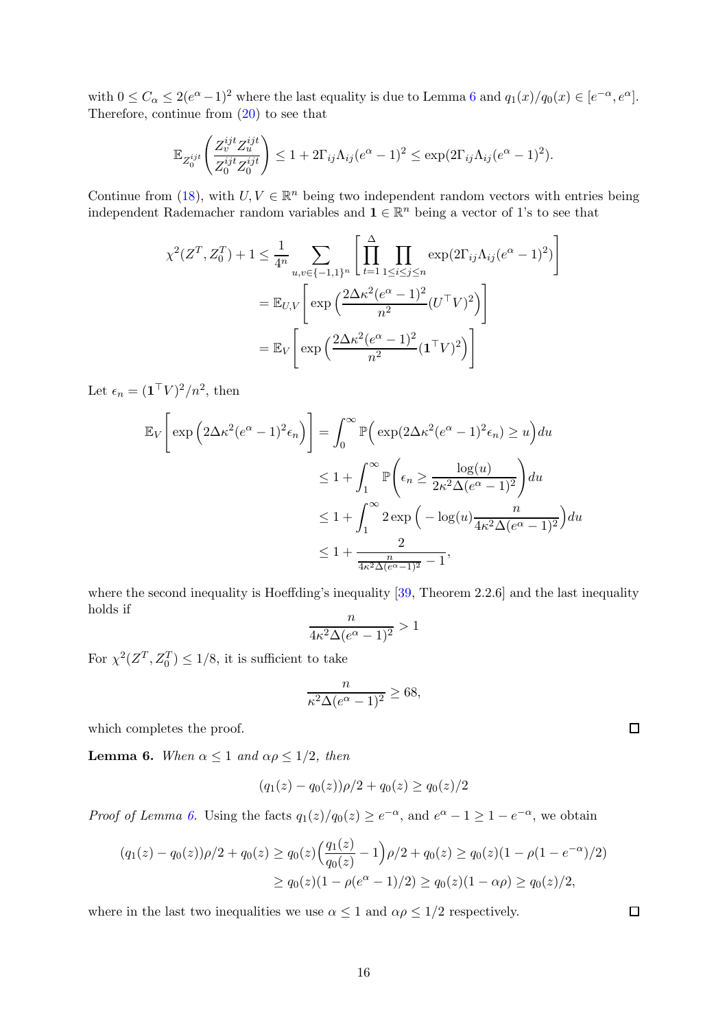with $0 \le C_\alpha \le 2(e^\alpha - 1)^2$ where the last equality is due to Lemma 6 and $q_1(x)/q_0(x) \in [e^{-\alpha}, e^\alpha]$. Therefore, continue from (20) to see that

$$\mathbb{E}_{Z_0^{ijt}}\left(\frac{Z_v^{ijt} Z_u^{ijt}}{Z_0^{ijt} Z_0^{ijt}}\right) \le 1 + 2\Gamma_{ij}\Lambda_{ij}(e^\alpha - 1)^2 \le \exp(2\Gamma_{ij}\Lambda_{ij}(e^\alpha - 1)^2).$$

Continue from (18), with $U, V \in \mathbb{R}^n$ being two independent random vectors with entries being independent Rademacher random variables and $\mathbf{1} \in \mathbb{R}^n$ being a vector of 1's to see that

$$\begin{aligned}
\chi^2(Z^T, Z_0^T) + 1 &\le \frac{1}{4^n} \sum_{u,v \in \{-1,1\}^n} \left[ \prod_{t=1}^{\Delta} \prod_{1 \le i \le j \le n} \exp(2\Gamma_{ij}\Lambda_{ij}(e^\alpha - 1)^2) \right] \\
&= \mathbb{E}_{U,V}\left[ \exp\Big( \frac{2\Delta\kappa^2(e^\alpha - 1)^2}{n^2} (U^\top V)^2 \Big) \right] \\
&= \mathbb{E}_{V}\left[ \exp\Big( \frac{2\Delta\kappa^2(e^\alpha - 1)^2}{n^2} (\mathbf{1}^\top V)^2 \Big) \right]
\end{aligned}$$

Let $\epsilon_n = (\mathbf{1}^\top V)^2/n^2$, then

$$\begin{aligned}
\mathbb{E}_V\left[ \exp\Big( 2\Delta\kappa^2(e^\alpha - 1)^2 \epsilon_n \Big) \right] &= \int_0^\infty \mathbb{P}\Big( \exp(2\Delta\kappa^2(e^\alpha - 1)^2\epsilon_n) \ge u \Big) du \\
&\le 1 + \int_1^\infty \mathbb{P}\left( \epsilon_n \ge \frac{\log(u)}{2\kappa^2\Delta(e^\alpha - 1)^2} \right) du \\
&\le 1 + \int_1^\infty 2\exp\Big( -\log(u) \frac{n}{4\kappa^2\Delta(e^\alpha - 1)^2} \Big) du \\
&\le 1 + \frac{2}{\frac{n}{4\kappa^2\Delta(e^\alpha - 1)^2} - 1},
\end{aligned}$$

where the second inequality is Hoeffding's inequality [39, Theorem 2.2.6] and the last inequality holds if

$$\frac{n}{4\kappa^2\Delta(e^\alpha - 1)^2} > 1$$

For $\chi^2(Z^T, Z_0^T) \le 1/8$, it is sufficient to take

$$\frac{n}{\kappa^2\Delta(e^\alpha - 1)^2} \ge 68,$$

which completes the proof. □

**Lemma 6.** *When $\alpha \le 1$ and $\alpha\rho \le 1/2$, then*

$$(q_1(z) - q_0(z))\rho/2 + q_0(z) \ge q_0(z)/2$$

*Proof of Lemma 6.* Using the facts $q_1(z)/q_0(z) \ge e^{-\alpha}$, and $e^\alpha - 1 \ge 1 - e^{-\alpha}$, we obtain

$$\begin{aligned}
(q_1(z) - q_0(z))\rho/2 + q_0(z) &\ge q_0(z)\Big( \frac{q_1(z)}{q_0(z)} - 1 \Big)\rho/2 + q_0(z) \ge q_0(z)(1 - \rho(1 - e^{-\alpha})/2) \\
&\ge q_0(z)(1 - \rho(e^\alpha - 1)/2) \ge q_0(z)(1 - \alpha\rho) \ge q_0(z)/2,
\end{aligned}$$

where in the last two inequalities we use $\alpha \le 1$ and $\alpha\rho \le 1/2$ respectively. □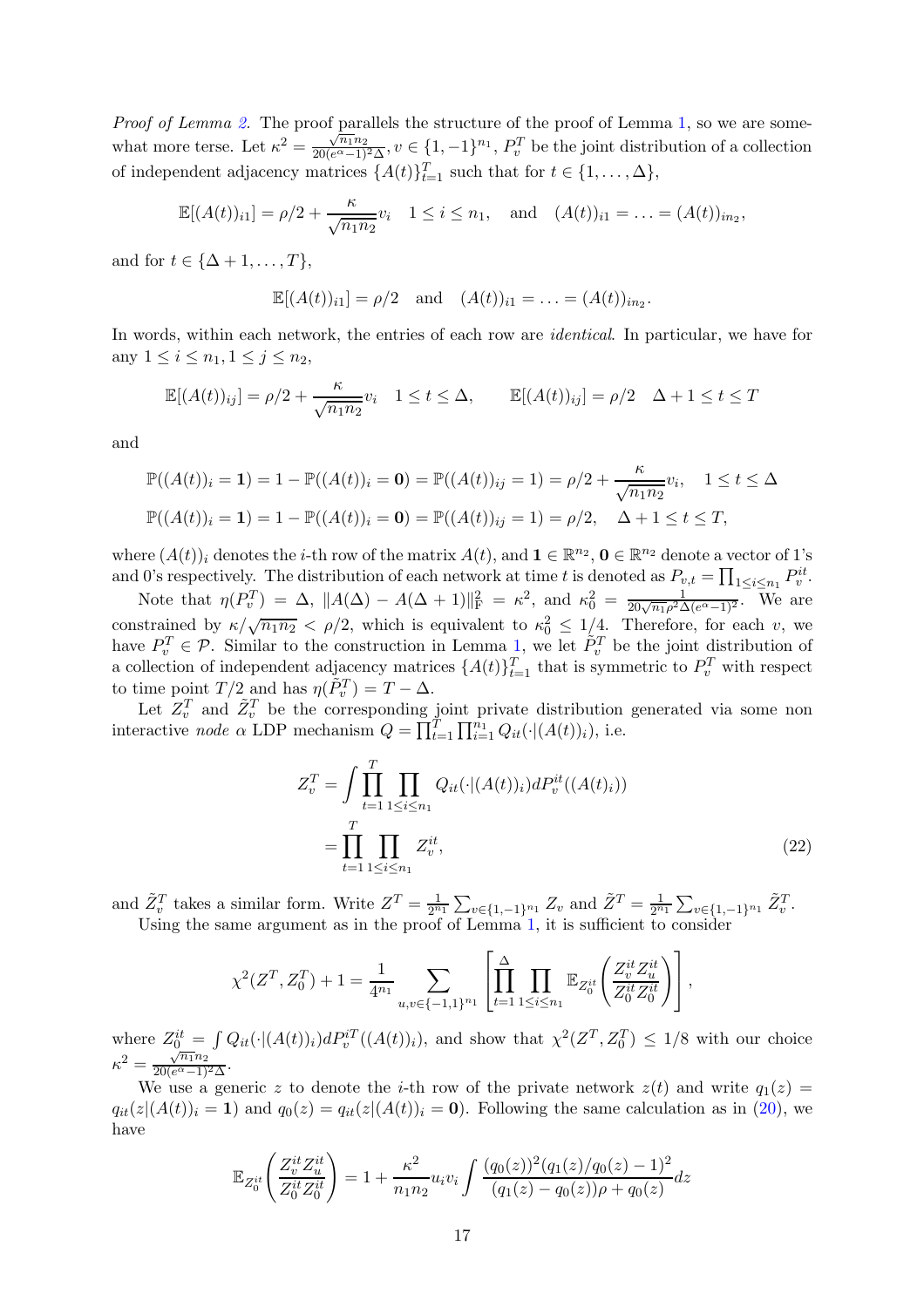*Proof of Lemma 2.* The proof parallels the structure of the proof of Lemma 1, so we are somewhat more terse. Let $\kappa^2 = \frac{\sqrt{n_1 n_2}}{20(e^\alpha-1)^2\Delta}$, $v \in \{1,-1\}^{n_1}$, $P_v^T$ be the joint distribution of a collection of independent adjacency matrices $\{A(t)\}_{t=1}^T$ such that for $t \in \{1,\ldots,\Delta\}$,

$$\mathbb{E}[(A(t))_{i1}] = \rho/2 + \frac{\kappa}{\sqrt{n_1 n_2}} v_i \quad 1 \le i \le n_1, \quad \text{and} \quad (A(t))_{i1} = \ldots = (A(t))_{in_2},$$

and for $t \in \{\Delta+1,\ldots,T\}$,

$$\mathbb{E}[(A(t))_{i1}] = \rho/2 \quad \text{and} \quad (A(t))_{i1} = \ldots = (A(t))_{in_2}.$$

In words, within each network, the entries of each row are *identical*. In particular, we have for any $1 \le i \le n_1, 1 \le j \le n_2$,

$$\mathbb{E}[(A(t))_{ij}] = \rho/2 + \frac{\kappa}{\sqrt{n_1 n_2}} v_i \quad 1 \le t \le \Delta, \qquad \mathbb{E}[(A(t))_{ij}] = \rho/2 \quad \Delta+1 \le t \le T$$

and

$$\mathbb{P}((A(t))_i = \mathbf{1}) = 1 - \mathbb{P}((A(t))_i = \mathbf{0}) = \mathbb{P}((A(t))_{ij} = 1) = \rho/2 + \frac{\kappa}{\sqrt{n_1 n_2}} v_i, \quad 1 \le t \le \Delta$$
$$\mathbb{P}((A(t))_i = \mathbf{1}) = 1 - \mathbb{P}((A(t))_i = \mathbf{0}) = \mathbb{P}((A(t))_{ij} = 1) = \rho/2, \quad \Delta+1 \le t \le T,$$

where $(A(t))_i$ denotes the $i$-th row of the matrix $A(t)$, and $\mathbf{1} \in \mathbb{R}^{n_2}$, $\mathbf{0} \in \mathbb{R}^{n_2}$ denote a vector of 1's and 0's respectively. The distribution of each network at time $t$ is denoted as $P_{v,t} = \prod_{1\le i\le n_1} P_v^{it}$.

Note that $\eta(P_v^T) = \Delta$, $\|A(\Delta) - A(\Delta+1)\|_{\mathrm{F}}^2 = \kappa^2$, and $\kappa_0^2 = \frac{1}{20\sqrt{n_1}\rho^2\Delta(e^\alpha-1)^2}$. We are constrained by $\kappa/\sqrt{n_1 n_2} < \rho/2$, which is equivalent to $\kappa_0^2 \le 1/4$. Therefore, for each $v$, we have $P_v^T \in \mathcal{P}$. Similar to the construction in Lemma 1, we let $\tilde{P}_v^T$ be the joint distribution of a collection of independent adjacency matrices $\{A(t)\}_{t=1}^T$ that is symmetric to $P_v^T$ with respect to time point $T/2$ and has $\eta(\tilde{P}_v^T) = T - \Delta$.

Let $Z_v^T$ and $\tilde{Z}_v^T$ be the corresponding joint private distribution generated via some non interactive *node* $\alpha$ LDP mechanism $Q = \prod_{t=1}^T \prod_{i=1}^{n_1} Q_{it}(\cdot|(A(t))_i)$, i.e.

$$\begin{aligned}
Z_v^T &= \int \prod_{t=1}^T \prod_{1\le i\le n_1} Q_{it}(\cdot|(A(t))_i) dP_v^{it}((A(t))_i) \\
&= \prod_{t=1}^T \prod_{1\le i\le n_1} Z_v^{it},
\end{aligned} \tag{22}$$

and $\tilde{Z}_v^T$ takes a similar form. Write $Z^T = \frac{1}{2^{n_1}} \sum_{v\in\{1,-1\}^{n_1}} Z_v$ and $\tilde{Z}^T = \frac{1}{2^{n_1}} \sum_{v\in\{1,-1\}^{n_1}} \tilde{Z}_v^T$.

Using the same argument as in the proof of Lemma 1, it is sufficient to consider

$$\chi^2(Z^T, Z_0^T) + 1 = \frac{1}{4^{n_1}} \sum_{u,v\in\{-1,1\}^{n_1}} \left[ \prod_{t=1}^{\Delta} \prod_{1\le i\le n_1} \mathbb{E}_{Z_0^{it}} \left( \frac{Z_v^{it} Z_u^{it}}{Z_0^{it} Z_0^{it}} \right) \right],$$

where $Z_0^{it} = \int Q_{it}(\cdot|(A(t))_i) dP_v^{iT}((A(t))_i)$, and show that $\chi^2(Z^T, Z_0^T) \le 1/8$ with our choice $\kappa^2 = \frac{\sqrt{n_1 n_2}}{20(e^\alpha-1)^2\Delta}$.

We use a generic $z$ to denote the $i$-th row of the private network $z(t)$ and write $q_1(z) = q_{it}(z|(A(t))_i = \mathbf{1})$ and $q_0(z) = q_{it}(z|(A(t))_i = \mathbf{0})$. Following the same calculation as in (20), we have

$$\mathbb{E}_{Z_0^{it}} \left( \frac{Z_v^{it} Z_u^{it}}{Z_0^{it} Z_0^{it}} \right) = 1 + \frac{\kappa^2}{n_1 n_2} u_i v_i \int \frac{(q_0(z))^2 (q_1(z)/q_0(z) - 1)^2}{(q_1(z) - q_0(z))\rho + q_0(z)} dz$$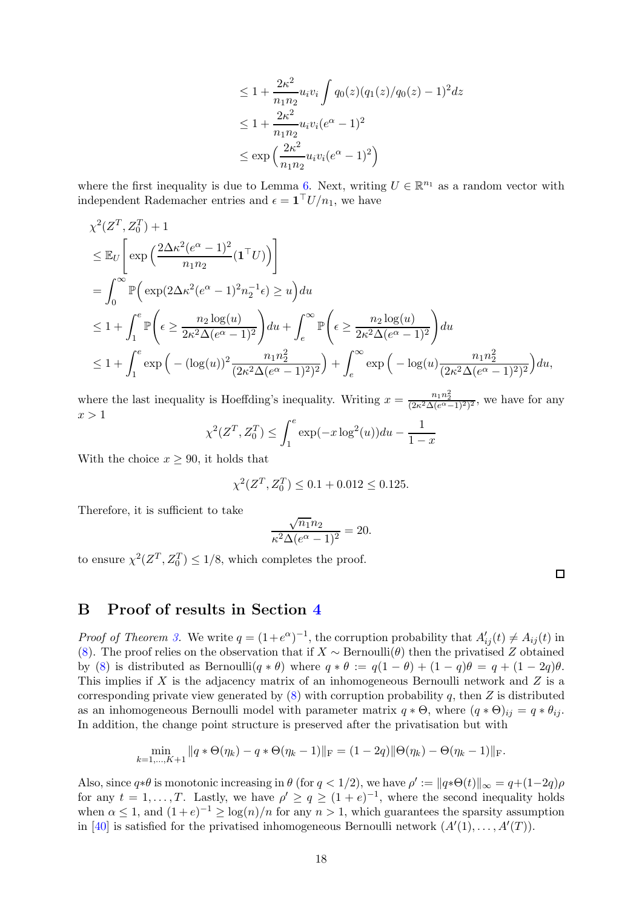$$
\begin{aligned}
&\le 1 + \frac{2\kappa^2}{n_1 n_2} u_i v_i \int q_0(z)(q_1(z)/q_0(z) - 1)^2 dz \\
&\le 1 + \frac{2\kappa^2}{n_1 n_2} u_i v_i (e^{\alpha} - 1)^2 \\
&\le \exp\Big(\frac{2\kappa^2}{n_1 n_2} u_i v_i (e^{\alpha} - 1)^2\Big)
\end{aligned}
$$

where the first inequality is due to Lemma 6. Next, writing $U \in \mathbb{R}^{n_1}$ as a random vector with independent Rademacher entries and $\epsilon = \mathbf{1}^\top U / n_1$, we have

$$
\begin{aligned}
&\chi^2(Z^T, Z_0^T) + 1 \\
&\le \mathbb{E}_U\bigg[\exp\Big(\frac{2\Delta\kappa^2(e^{\alpha}-1)^2}{n_1 n_2}(\mathbf{1}^\top U)\Big)\bigg] \\
&= \int_0^\infty \mathbb{P}\Big(\exp(2\Delta\kappa^2(e^{\alpha}-1)^2 n_2^{-1}\epsilon) \ge u\Big) du \\
&\le 1 + \int_1^e \mathbb{P}\Bigg(\epsilon \ge \frac{n_2 \log(u)}{2\kappa^2\Delta(e^{\alpha}-1)^2}\Bigg) du + \int_e^\infty \mathbb{P}\Bigg(\epsilon \ge \frac{n_2 \log(u)}{2\kappa^2\Delta(e^{\alpha}-1)^2}\Bigg) du \\
&\le 1 + \int_1^e \exp\Big(-(\log(u))^2 \frac{n_1 n_2^2}{(2\kappa^2\Delta(e^{\alpha}-1)^2)^2}\Big) + \int_e^\infty \exp\Big(-\log(u)\frac{n_1 n_2^2}{(2\kappa^2\Delta(e^{\alpha}-1)^2)^2}\Big) du,
\end{aligned}
$$

where the last inequality is Hoeffding's inequality. Writing $x = \frac{n_1 n_2^2}{(2\kappa^2\Delta(e^{\alpha}-1)^2)^2}$, we have for any $x > 1$

$$
\chi^2(Z^T, Z_0^T) \le \int_1^e \exp(-x\log^2(u)) du - \frac{1}{1-x}
$$

With the choice $x \ge 90$, it holds that

$$
\chi^2(Z^T, Z_0^T) \le 0.1 + 0.012 \le 0.125.
$$

Therefore, it is sufficient to take

$$
\frac{\sqrt{n_1} n_2}{\kappa^2 \Delta (e^{\alpha}-1)^2} = 20.
$$

to ensure $\chi^2(Z^T, Z_0^T) \le 1/8$, which completes the proof.

□

# B Proof of results in Section 4

*Proof of Theorem 3.* We write $q = (1+e^{\alpha})^{-1}$, the corruption probability that $A'_{ij}(t) \neq A_{ij}(t)$ in (8). The proof relies on the observation that if $X \sim \mathrm{Bernoulli}(\theta)$ then the privatised $Z$ obtained by (8) is distributed as $\mathrm{Bernoulli}(q * \theta)$ where $q * \theta := q(1-\theta) + (1-q)\theta = q + (1-2q)\theta$. This implies if $X$ is the adjacency matrix of an inhomogeneous Bernoulli network and $Z$ is a corresponding private view generated by (8) with corruption probability $q$, then $Z$ is distributed as an inhomogeneous Bernoulli model with parameter matrix $q * \Theta$, where $(q * \Theta)_{ij} = q * \theta_{ij}$. In addition, the change point structure is preserved after the privatisation but with

$$
\min_{k=1,\ldots,K+1} \|q * \Theta(\eta_k) - q * \Theta(\eta_k - 1)\|_{\mathrm{F}} = (1-2q)\|\Theta(\eta_k) - \Theta(\eta_k - 1)\|_{\mathrm{F}}.
$$

Also, since $q*\theta$ is monotonic increasing in $\theta$ (for $q < 1/2$), we have $\rho' := \|q*\Theta(t)\|_\infty = q + (1-2q)\rho$ for any $t = 1, \ldots, T$. Lastly, we have $\rho' \ge q \ge (1+e)^{-1}$, where the second inequality holds when $\alpha \le 1$, and $(1+e)^{-1} \ge \log(n)/n$ for any $n > 1$, which guarantees the sparsity assumption in [40] is satisfied for the privatised inhomogeneous Bernoulli network $(A'(1), \ldots, A'(T))$.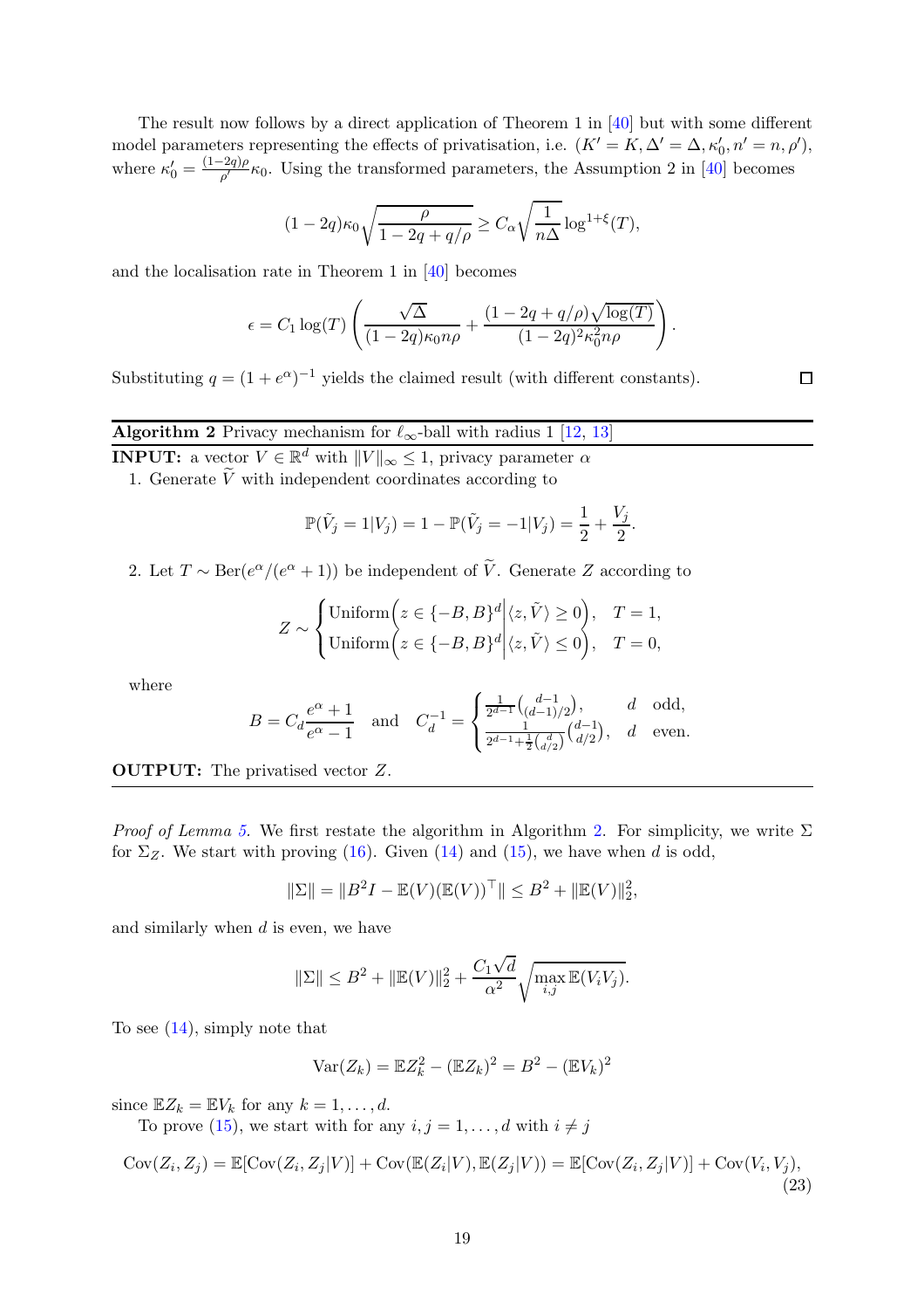The result now follows by a direct application of Theorem 1 in [40] but with some different model parameters representing the effects of privatisation, i.e. $(K' = K, \Delta' = \Delta, \kappa_0', n' = n, \rho')$, where $\kappa_0' = \frac{(1-2q)\rho}{\rho'}\kappa_0$. Using the transformed parameters, the Assumption 2 in [40] becomes

$$(1-2q)\kappa_0\sqrt{\frac{\rho}{1-2q+q/\rho}} \geq C_\alpha \sqrt{\frac{1}{n\Delta}}\log^{1+\xi}(T),$$

and the localisation rate in Theorem 1 in [40] becomes

$$\epsilon = C_1 \log(T)\left(\frac{\sqrt{\Delta}}{(1-2q)\kappa_0 n\rho} + \frac{(1-2q+q/\rho)\sqrt{\log(T)}}{(1-2q)^2\kappa_0^2 n\rho}\right).$$

Substituting $q = (1+e^\alpha)^{-1}$ yields the claimed result (with different constants). □

---

**Algorithm 2** Privacy mechanism for $\ell_\infty$-ball with radius 1 [12, 13]

---

**INPUT:** a vector $V \in \mathbb{R}^d$ with $\|V\|_\infty \leq 1$, privacy parameter $\alpha$

1. Generate $\widetilde{V}$ with independent coordinates according to

$$\mathbb{P}(\tilde{V}_j = 1 | V_j) = 1 - \mathbb{P}(\tilde{V}_j = -1 | V_j) = \frac{1}{2} + \frac{V_j}{2}.$$

2. Let $T \sim \mathrm{Ber}(e^\alpha/(e^\alpha+1))$ be independent of $\widetilde{V}$. Generate $Z$ according to

$$Z \sim \begin{cases} \mathrm{Uniform}\Big(z \in \{-B, B\}^d \Big| \langle z, \tilde{V}\rangle \geq 0\Big), & T = 1, \\ \mathrm{Uniform}\Big(z \in \{-B, B\}^d \Big| \langle z, \tilde{V}\rangle \leq 0\Big), & T = 0, \end{cases}$$

where

$$B = C_d \frac{e^\alpha + 1}{e^\alpha - 1} \quad \text{and} \quad C_d^{-1} = \begin{cases} \frac{1}{2^{d-1}}\binom{d-1}{(d-1)/2}, & d \ \text{ odd}, \\ \frac{1}{2^{d-1} + \frac{1}{2}\binom{d}{d/2}}\binom{d-1}{d/2}, & d \ \text{ even}. \end{cases}$$

**OUTPUT:** The privatised vector $Z$.

---

*Proof of Lemma 5.* We first restate the algorithm in Algorithm 2. For simplicity, we write $\Sigma$ for $\Sigma_Z$. We start with proving (16). Given (14) and (15), we have when $d$ is odd,

$$\|\Sigma\| = \|B^2 I - \mathbb{E}(V)(\mathbb{E}(V))^\top\| \leq B^2 + \|\mathbb{E}(V)\|_2^2,$$

and similarly when $d$ is even, we have

$$\|\Sigma\| \leq B^2 + \|\mathbb{E}(V)\|_2^2 + \frac{C_1\sqrt{d}}{\alpha^2}\sqrt{\max_{i,j}\mathbb{E}(V_iV_j)}.$$

To see (14), simply note that

$$\mathrm{Var}(Z_k) = \mathbb{E}Z_k^2 - (\mathbb{E}Z_k)^2 = B^2 - (\mathbb{E}V_k)^2$$

since $\mathbb{E}Z_k = \mathbb{E}V_k$ for any $k = 1, \ldots, d$.

To prove (15), we start with for any $i, j = 1, \ldots, d$ with $i \neq j$

$$\mathrm{Cov}(Z_i, Z_j) = \mathbb{E}[\mathrm{Cov}(Z_i, Z_j | V)] + \mathrm{Cov}(\mathbb{E}(Z_i|V), \mathbb{E}(Z_j|V)) = \mathbb{E}[\mathrm{Cov}(Z_i, Z_j|V)] + \mathrm{Cov}(V_i, V_j), \tag{23}$$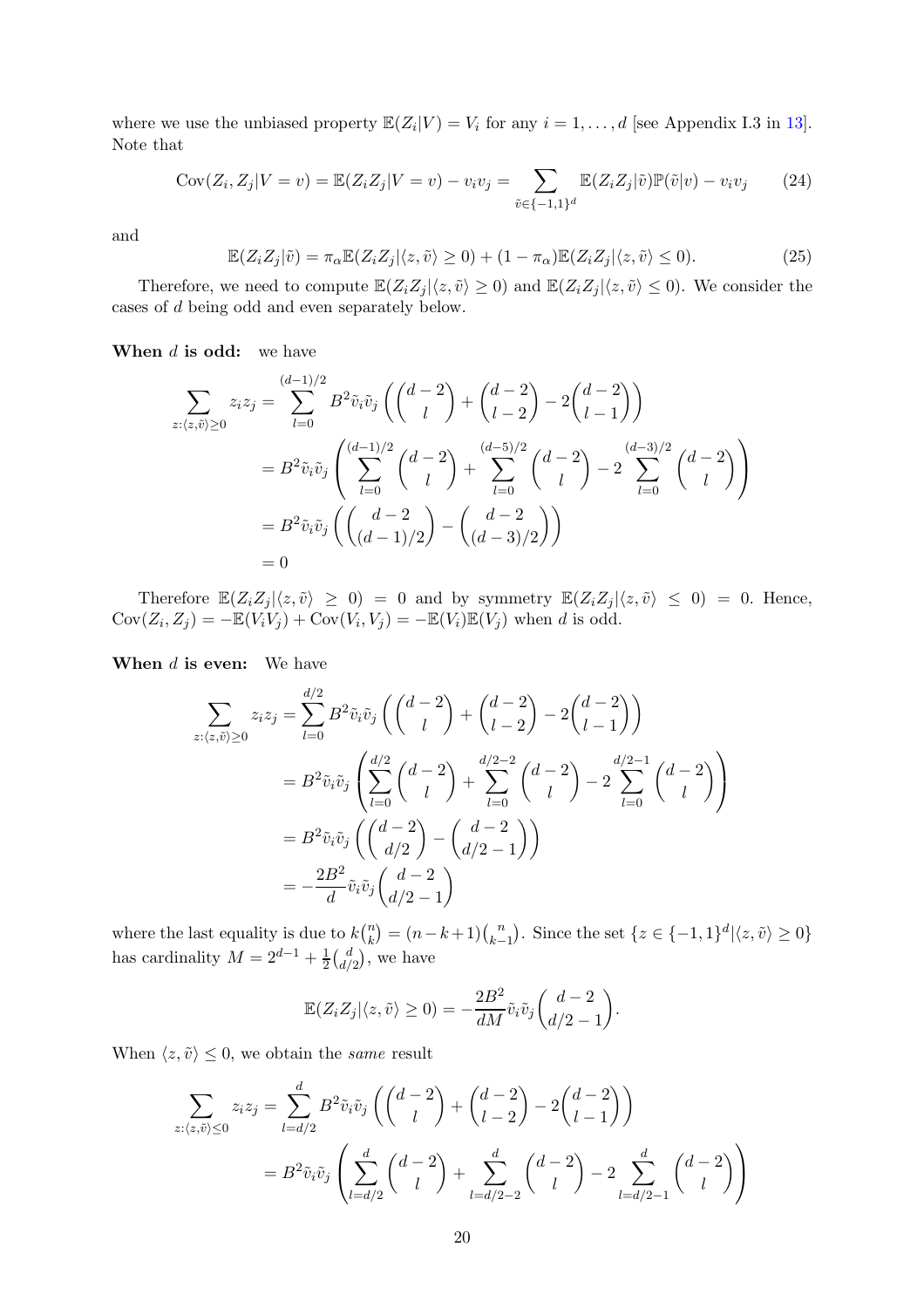where we use the unbiased property $\mathbb{E}(Z_i|V) = V_i$ for any $i = 1, \ldots, d$ [see Appendix I.3 in 13]. Note that

$$\mathrm{Cov}(Z_i, Z_j|V = v) = \mathbb{E}(Z_i Z_j|V = v) - v_i v_j = \sum_{\tilde{v} \in \{-1,1\}^d} \mathbb{E}(Z_i Z_j|\tilde{v})\mathbb{P}(\tilde{v}|v) - v_i v_j \tag{24}$$

and

$$\mathbb{E}(Z_i Z_j|\tilde{v}) = \pi_\alpha \mathbb{E}(Z_i Z_j|\langle z, \tilde{v}\rangle \geq 0) + (1 - \pi_\alpha)\mathbb{E}(Z_i Z_j|\langle z, \tilde{v}\rangle \leq 0). \tag{25}$$

Therefore, we need to compute $\mathbb{E}(Z_i Z_j|\langle z, \tilde{v}\rangle \geq 0)$ and $\mathbb{E}(Z_i Z_j|\langle z, \tilde{v}\rangle \leq 0)$. We consider the cases of $d$ being odd and even separately below.

**When $d$ is odd:** we have

$$\begin{aligned}
\sum_{z:\langle z,\tilde{v}\rangle \geq 0} z_i z_j &= \sum_{l=0}^{(d-1)/2} B^2 \tilde{v}_i \tilde{v}_j \left( \binom{d-2}{l} + \binom{d-2}{l-2} - 2\binom{d-2}{l-1} \right) \\
&= B^2 \tilde{v}_i \tilde{v}_j \left( \sum_{l=0}^{(d-1)/2} \binom{d-2}{l} + \sum_{l=0}^{(d-5)/2} \binom{d-2}{l} - 2 \sum_{l=0}^{(d-3)/2} \binom{d-2}{l} \right) \\
&= B^2 \tilde{v}_i \tilde{v}_j \left( \binom{d-2}{(d-1)/2} - \binom{d-2}{(d-3)/2} \right) \\
&= 0
\end{aligned}$$

Therefore $\mathbb{E}(Z_i Z_j|\langle z, \tilde{v}\rangle \geq 0) = 0$ and by symmetry $\mathbb{E}(Z_i Z_j|\langle z, \tilde{v}\rangle \leq 0) = 0$. Hence, $\mathrm{Cov}(Z_i, Z_j) = -\mathbb{E}(V_i V_j) + \mathrm{Cov}(V_i, V_j) = -\mathbb{E}(V_i)\mathbb{E}(V_j)$ when $d$ is odd.

**When $d$ is even:** We have

$$\begin{aligned}
\sum_{z:\langle z,\tilde{v}\rangle \geq 0} z_i z_j &= \sum_{l=0}^{d/2} B^2 \tilde{v}_i \tilde{v}_j \left( \binom{d-2}{l} + \binom{d-2}{l-2} - 2\binom{d-2}{l-1} \right) \\
&= B^2 \tilde{v}_i \tilde{v}_j \left( \sum_{l=0}^{d/2} \binom{d-2}{l} + \sum_{l=0}^{d/2-2} \binom{d-2}{l} - 2 \sum_{l=0}^{d/2-1} \binom{d-2}{l} \right) \\
&= B^2 \tilde{v}_i \tilde{v}_j \left( \binom{d-2}{d/2} - \binom{d-2}{d/2-1} \right) \\
&= -\frac{2B^2}{d} \tilde{v}_i \tilde{v}_j \binom{d-2}{d/2-1}
\end{aligned}$$

where the last equality is due to $k\binom{n}{k} = (n-k+1)\binom{n}{k-1}$. Since the set $\{z \in \{-1,1\}^d | \langle z, \tilde{v}\rangle \geq 0\}$ has cardinality $M = 2^{d-1} + \frac{1}{2}\binom{d}{d/2}$, we have

$$\mathbb{E}(Z_i Z_j|\langle z, \tilde{v}\rangle \geq 0) = -\frac{2B^2}{dM} \tilde{v}_i \tilde{v}_j \binom{d-2}{d/2-1}.$$

When $\langle z, \tilde{v}\rangle \leq 0$, we obtain the *same* result

$$\begin{aligned}
\sum_{z:\langle z,\tilde{v}\rangle \leq 0} z_i z_j &= \sum_{l=d/2}^{d} B^2 \tilde{v}_i \tilde{v}_j \left( \binom{d-2}{l} + \binom{d-2}{l-2} - 2\binom{d-2}{l-1} \right) \\
&= B^2 \tilde{v}_i \tilde{v}_j \left( \sum_{l=d/2}^{d} \binom{d-2}{l} + \sum_{l=d/2-2}^{d} \binom{d-2}{l} - 2 \sum_{l=d/2-1}^{d} \binom{d-2}{l} \right)
\end{aligned}$$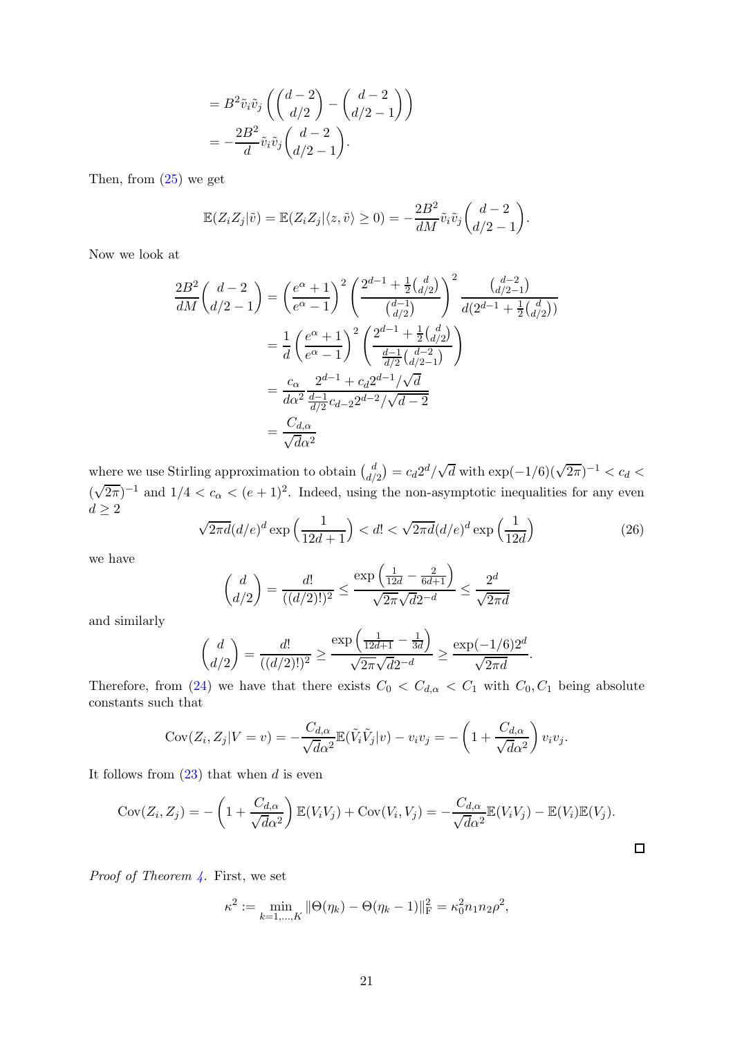$$
\begin{aligned}
&= B^2 \tilde{v}_i \tilde{v}_j \left( \binom{d-2}{d/2} - \binom{d-2}{d/2-1} \right) \\
&= -\frac{2B^2}{d} \tilde{v}_i \tilde{v}_j \binom{d-2}{d/2-1}.
\end{aligned}
$$

Then, from (25) we get

$$
\mathbb{E}(Z_i Z_j | \tilde{v}) = \mathbb{E}(Z_i Z_j | \langle z, \tilde{v} \rangle \geq 0) = -\frac{2B^2}{dM} \tilde{v}_i \tilde{v}_j \binom{d-2}{d/2-1}.
$$

Now we look at

$$
\begin{aligned}
\frac{2B^2}{dM} \binom{d-2}{d/2-1} &= \left( \frac{e^\alpha + 1}{e^\alpha - 1} \right)^2 \left( \frac{2^{d-1} + \frac{1}{2}\binom{d}{d/2}}{\binom{d-1}{d/2}} \right)^2 \frac{\binom{d-2}{d/2-1}}{d(2^{d-1} + \frac{1}{2}\binom{d}{d/2})} \\
&= \frac{1}{d} \left( \frac{e^\alpha + 1}{e^\alpha - 1} \right)^2 \left( \frac{2^{d-1} + \frac{1}{2}\binom{d}{d/2}}{\frac{d-1}{d/2}\binom{d-2}{d/2-1}} \right) \\
&= \frac{c_\alpha}{d\alpha^2} \frac{2^{d-1} + c_d 2^{d-1}/\sqrt{d}}{\frac{d-1}{d/2} c_{d-2} 2^{d-2}/\sqrt{d-2}} \\
&= \frac{C_{d,\alpha}}{\sqrt{d}\alpha^2}
\end{aligned}
$$

where we use Stirling approximation to obtain $\binom{d}{d/2} = c_d 2^d/\sqrt{d}$ with $\exp(-1/6)(\sqrt{2\pi})^{-1} < c_d < (\sqrt{2\pi})^{-1}$ and $1/4 < c_\alpha < (e+1)^2$. Indeed, using the non-asymptotic inequalities for any even $d \geq 2$

$$
\sqrt{2\pi d}(d/e)^d \exp\left(\frac{1}{12d+1}\right) < d! < \sqrt{2\pi d}(d/e)^d \exp\left(\frac{1}{12d}\right) \tag{26}
$$

we have

$$
\binom{d}{d/2} = \frac{d!}{((d/2)!)^2} \leq \frac{\exp\left(\frac{1}{12d} - \frac{2}{6d+1}\right)}{\sqrt{2\pi}\sqrt{d}2^{-d}} \leq \frac{2^d}{\sqrt{2\pi d}}
$$

and similarly

$$
\binom{d}{d/2} = \frac{d!}{((d/2)!)^2} \geq \frac{\exp\left(\frac{1}{12d+1} - \frac{1}{3d}\right)}{\sqrt{2\pi}\sqrt{d}2^{-d}} \geq \frac{\exp(-1/6)2^d}{\sqrt{2\pi d}}.
$$

Therefore, from (24) we have that there exists $C_0 < C_{d,\alpha} < C_1$ with $C_0, C_1$ being absolute constants such that

$$
\mathrm{Cov}(Z_i, Z_j | V = v) = -\frac{C_{d,\alpha}}{\sqrt{d}\alpha^2} \mathbb{E}(\tilde{V}_i \tilde{V}_j | v) - v_i v_j = -\left(1 + \frac{C_{d,\alpha}}{\sqrt{d}\alpha^2}\right) v_i v_j.
$$

It follows from (23) that when $d$ is even

$$
\mathrm{Cov}(Z_i, Z_j) = -\left(1 + \frac{C_{d,\alpha}}{\sqrt{d}\alpha^2}\right) \mathbb{E}(V_i V_j) + \mathrm{Cov}(V_i, V_j) = -\frac{C_{d,\alpha}}{\sqrt{d}\alpha^2} \mathbb{E}(V_i V_j) - \mathbb{E}(V_i)\mathbb{E}(V_j).
$$

□

*Proof of Theorem 4.* First, we set

$$
\kappa^2 := \min_{k=1,\ldots,K} \|\Theta(\eta_k) - \Theta(\eta_k - 1)\|_{\mathrm{F}}^2 = \kappa_0^2 n_1 n_2 \rho^2,
$$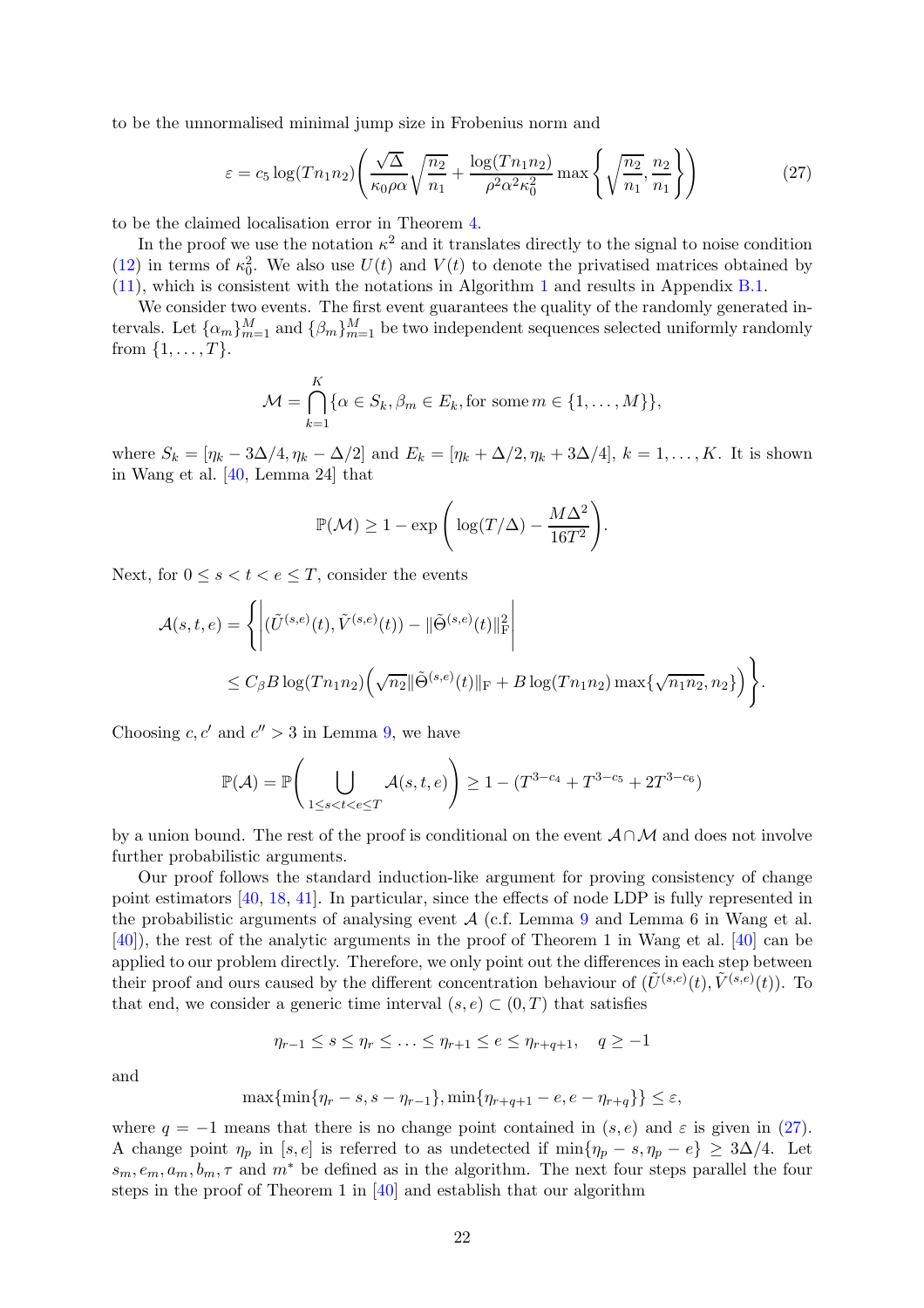to be the unnormalised minimal jump size in Frobenius norm and

$$\varepsilon = c_5 \log(Tn_1n_2)\left(\frac{\sqrt{\Delta}}{\kappa_0\rho\alpha}\sqrt{\frac{n_2}{n_1}} + \frac{\log(Tn_1n_2)}{\rho^2\alpha^2\kappa_0^2}\max\left\{\sqrt{\frac{n_2}{n_1}}, \frac{n_2}{n_1}\right\}\right) \tag{27}$$

to be the claimed localisation error in Theorem 4.

In the proof we use the notation $\kappa^2$ and it translates directly to the signal to noise condition (12) in terms of $\kappa_0^2$. We also use $U(t)$ and $V(t)$ to denote the privatised matrices obtained by (11), which is consistent with the notations in Algorithm 1 and results in Appendix B.1.

We consider two events. The first event guarantees the quality of the randomly generated intervals. Let $\{\alpha_m\}_{m=1}^M$ and $\{\beta_m\}_{m=1}^M$ be two independent sequences selected uniformly randomly from $\{1, \dots, T\}$.

$$\mathcal{M} = \bigcap_{k=1}^{K}\{\alpha \in S_k, \beta_m \in E_k, \text{for some } m \in \{1, \dots, M\}\},$$

where $S_k = [\eta_k - 3\Delta/4, \eta_k - \Delta/2]$ and $E_k = [\eta_k + \Delta/2, \eta_k + 3\Delta/4]$, $k = 1, \dots, K$. It is shown in Wang et al. [40, Lemma 24] that

$$\mathbb{P}(\mathcal{M}) \geq 1 - \exp\left(\log(T/\Delta) - \frac{M\Delta^2}{16T^2}\right).$$

Next, for $0 \leq s < t < e \leq T$, consider the events

$$\mathcal{A}(s,t,e) = \left\{\left|(\tilde{U}^{(s,e)}(t), \tilde{V}^{(s,e)}(t)) - \|\tilde{\Theta}^{(s,e)}(t)\|_{\mathrm{F}}^2\right| \right.$$
$$\left. \leq C_\beta B \log(Tn_1n_2)\left(\sqrt{n_2}\|\tilde{\Theta}^{(s,e)}(t)\|_{\mathrm{F}} + B\log(Tn_1n_2)\max\{\sqrt{n_1n_2}, n_2\}\right)\right\}.$$

Choosing $c, c'$ and $c'' > 3$ in Lemma 9, we have

$$\mathbb{P}(\mathcal{A}) = \mathbb{P}\left(\bigcup_{1 \leq s < t < e \leq T} \mathcal{A}(s,t,e)\right) \geq 1 - (T^{3-c_4} + T^{3-c_5} + 2T^{3-c_6})$$

by a union bound. The rest of the proof is conditional on the event $\mathcal{A} \cap \mathcal{M}$ and does not involve further probabilistic arguments.

Our proof follows the standard induction-like argument for proving consistency of change point estimators [40, 18, 41]. In particular, since the effects of node LDP is fully represented in the probabilistic arguments of analysing event $\mathcal{A}$ (c.f. Lemma 9 and Lemma 6 in Wang et al. [40]), the rest of the analytic arguments in the proof of Theorem 1 in Wang et al. [40] can be applied to our problem directly. Therefore, we only point out the differences in each step between their proof and ours caused by the different concentration behaviour of $(\tilde{U}^{(s,e)}(t), \tilde{V}^{(s,e)}(t))$. To that end, we consider a generic time interval $(s,e) \subset (0,T)$ that satisfies

$$\eta_{r-1} \leq s \leq \eta_r \leq \ldots \leq \eta_{r+1} \leq e \leq \eta_{r+q+1}, \quad q \geq -1$$

and

$$\max\{\min\{\eta_r - s, s - \eta_{r-1}\}, \min\{\eta_{r+q+1} - e, e - \eta_{r+q}\}\} \leq \varepsilon,$$

where $q = -1$ means that there is no change point contained in $(s,e)$ and $\varepsilon$ is given in (27). A change point $\eta_p$ in $[s,e]$ is referred to as undetected if $\min\{\eta_p - s, \eta_p - e\} \geq 3\Delta/4$. Let $s_m, e_m, a_m, b_m, \tau$ and $m^*$ be defined as in the algorithm. The next four steps parallel the four steps in the proof of Theorem 1 in [40] and establish that our algorithm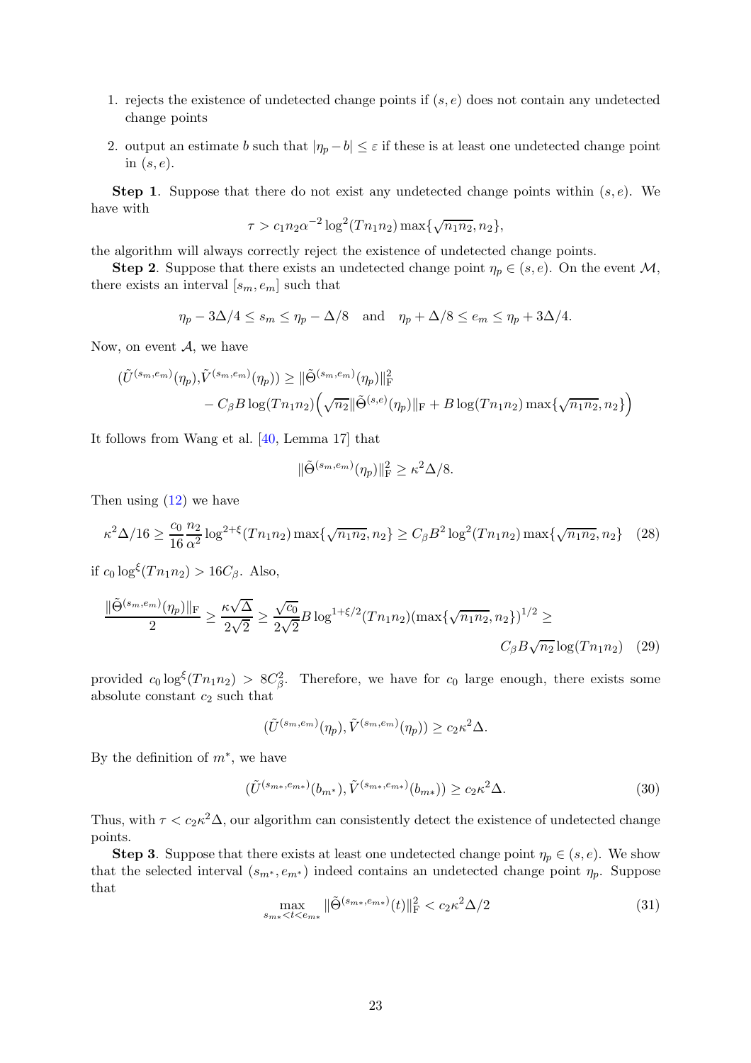1. rejects the existence of undetected change points if $(s, e)$ does not contain any undetected change points
2. output an estimate $b$ such that $|\eta_p - b| \leq \varepsilon$ if these is at least one undetected change point in $(s, e)$.

**Step 1**. Suppose that there do not exist any undetected change points within $(s, e)$. We have with

$$\tau > c_1 n_2 \alpha^{-2} \log^2(Tn_1n_2) \max\{\sqrt{n_1n_2}, n_2\},$$

the algorithm will always correctly reject the existence of undetected change points.

**Step 2**. Suppose that there exists an undetected change point $\eta_p \in (s, e)$. On the event $\mathcal{M}$, there exists an interval $[s_m, e_m]$ such that

$$\eta_p - 3\Delta/4 \leq s_m \leq \eta_p - \Delta/8 \quad \text{and} \quad \eta_p + \Delta/8 \leq e_m \leq \eta_p + 3\Delta/4.$$

Now, on event $\mathcal{A}$, we have

$$(\tilde{U}^{(s_m,e_m)}(\eta_p), \tilde{V}^{(s_m,e_m)}(\eta_p)) \geq \|\tilde{\Theta}^{(s_m,e_m)}(\eta_p)\|_{\mathrm{F}}^2 \\ - C_\beta B \log(Tn_1n_2)\Big(\sqrt{n_2}\|\tilde{\Theta}^{(s,e)}(\eta_p)\|_{\mathrm{F}} + B\log(Tn_1n_2)\max\{\sqrt{n_1n_2}, n_2\}\Big)$$

It follows from Wang et al. [40, Lemma 17] that

$$\|\tilde{\Theta}^{(s_m,e_m)}(\eta_p)\|_{\mathrm{F}}^2 \geq \kappa^2\Delta/8.$$

Then using (12) we have

$$\kappa^2\Delta/16 \geq \frac{c_0}{16}\frac{n_2}{\alpha^2}\log^{2+\xi}(Tn_1n_2)\max\{\sqrt{n_1n_2}, n_2\} \geq C_\beta B^2 \log^2(Tn_1n_2)\max\{\sqrt{n_1n_2}, n_2\} \quad (28)$$

if $c_0 \log^{\xi}(Tn_1n_2) > 16C_\beta$. Also,

$$\frac{\|\tilde{\Theta}^{(s_m,e_m)}(\eta_p)\|_{\mathrm{F}}}{2} \geq \frac{\kappa\sqrt{\Delta}}{2\sqrt{2}} \geq \frac{\sqrt{c_0}}{2\sqrt{2}} B \log^{1+\xi/2}(Tn_1n_2)(\max\{\sqrt{n_1n_2}, n_2\})^{1/2} \geq \\ C_\beta B\sqrt{n_2}\log(Tn_1n_2) \quad (29)$$

provided $c_0 \log^{\xi}(Tn_1n_2) > 8C_\beta^2$. Therefore, we have for $c_0$ large enough, there exists some absolute constant $c_2$ such that

$$(\tilde{U}^{(s_m,e_m)}(\eta_p), \tilde{V}^{(s_m,e_m)}(\eta_p)) \geq c_2\kappa^2\Delta.$$

By the definition of $m^*$, we have

$$(\tilde{U}^{(s_{m^*},e_{m^*})}(b_{m^*}), \tilde{V}^{(s_{m^*},e_{m^*})}(b_{m^*})) \geq c_2\kappa^2\Delta. \quad (30)$$

Thus, with $\tau < c_2\kappa^2\Delta$, our algorithm can consistently detect the existence of undetected change points.

**Step 3**. Suppose that there exists at least one undetected change point $\eta_p \in (s, e)$. We show that the selected interval $(s_{m^*}, e_{m^*})$ indeed contains an undetected change point $\eta_p$. Suppose that

$$\max_{s_{m^*} < t < e_{m^*}} \|\tilde{\Theta}^{(s_{m^*},e_{m^*})}(t)\|_{\mathrm{F}}^2 < c_2\kappa^2\Delta/2 \quad (31)$$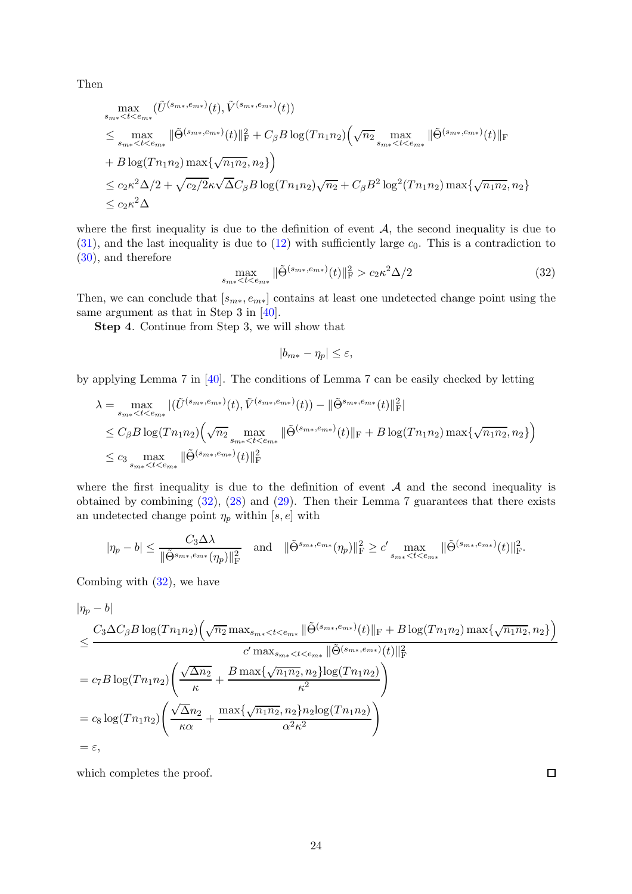Then

$$
\begin{aligned}
&\max_{s_{m*}<t<e_{m*}} (\tilde{U}^{(s_{m*},e_{m*})}(t), \tilde{V}^{(s_{m*},e_{m*})}(t)) \\
&\leq \max_{s_{m*}<t<e_{m*}} \|\tilde{\Theta}^{(s_{m*},e_{m*})}(t)\|_{\mathrm{F}}^2 + C_\beta B \log(Tn_1n_2)\Big(\sqrt{n_2} \max_{s_{m*}<t<e_{m*}} \|\tilde{\Theta}^{(s_{m*},e_{m*})}(t)\|_{\mathrm{F}} \\
&+ B\log(Tn_1n_2)\max\{\sqrt{n_1n_2}, n_2\}\Big) \\
&\leq c_2\kappa^2\Delta/2 + \sqrt{c_2/2}\kappa\sqrt{\Delta}C_\beta B\log(Tn_1n_2)\sqrt{n_2} + C_\beta B^2\log^2(Tn_1n_2)\max\{\sqrt{n_1n_2}, n_2\} \\
&\leq c_2\kappa^2\Delta
\end{aligned}
$$

where the first inequality is due to the definition of event $\mathcal{A}$, the second inequality is due to (31), and the last inequality is due to (12) with sufficiently large $c_0$. This is a contradiction to (30), and therefore

$$
\max_{s_{m*}<t<e_{m*}} \|\tilde{\Theta}^{(s_{m*},e_{m*})}(t)\|_{\mathrm{F}}^2 > c_2\kappa^2\Delta/2 \tag{32}
$$

Then, we can conclude that $[s_{m*}, e_{m*}]$ contains at least one undetected change point using the same argument as that in Step 3 in [40].

**Step 4**. Continue from Step 3, we will show that

$$
|b_{m*} - \eta_p| \leq \varepsilon,
$$

by applying Lemma 7 in [40]. The conditions of Lemma 7 can be easily checked by letting

$$
\begin{aligned}
\lambda &= \max_{s_{m*}<t<e_{m*}} |(\tilde{U}^{(s_{m*},e_{m*})}(t), \tilde{V}^{(s_{m*},e_{m*})}(t)) - \|\tilde{\Theta}^{s_{m*},e_{m*}}(t)\|_{\mathrm{F}}^2| \\
&\leq C_\beta B\log(Tn_1n_2)\Big(\sqrt{n_2}\max_{s_{m*}<t<e_{m*}} \|\tilde{\Theta}^{(s_{m*},e_{m*})}(t)\|_{\mathrm{F}} + B\log(Tn_1n_2)\max\{\sqrt{n_1n_2}, n_2\}\Big) \\
&\leq c_3 \max_{s_{m*}<t<e_{m*}} \|\tilde{\Theta}^{(s_{m*},e_{m*})}(t)\|_{\mathrm{F}}^2
\end{aligned}
$$

where the first inequality is due to the definition of event $\mathcal{A}$ and the second inequality is obtained by combining (32), (28) and (29). Then their Lemma 7 guarantees that there exists an undetected change point $\eta_p$ within $[s, e]$ with

$$
|\eta_p - b| \leq \frac{C_3\Delta\lambda}{\|\tilde{\Theta}^{s_{m*},e_{m*}}(\eta_p)\|_{\mathrm{F}}^2} \quad \text{and} \quad \|\tilde{\Theta}^{s_{m*},e_{m*}}(\eta_p)\|_{\mathrm{F}}^2 \geq c' \max_{s_{m*}<t<e_{m*}} \|\tilde{\Theta}^{(s_{m*},e_{m*})}(t)\|_{\mathrm{F}}^2.
$$

Combing with (32), we have

$$
\begin{aligned}
&|\eta_p - b| \\
&\leq \frac{C_3\Delta C_\beta B\log(Tn_1n_2)\Big(\sqrt{n_2}\max_{s_{m*}<t<e_{m*}} \|\tilde{\Theta}^{(s_{m*},e_{m*})}(t)\|_{\mathrm{F}} + B\log(Tn_1n_2)\max\{\sqrt{n_1n_2}, n_2\}\Big)}{c'\max_{s_{m*}<t<e_{m*}} \|\tilde{\Theta}^{(s_{m*},e_{m*})}(t)\|_{\mathrm{F}}^2} \\
&= c_7 B\log(Tn_1n_2)\left(\frac{\sqrt{\Delta n_2}}{\kappa} + \frac{B\max\{\sqrt{n_1n_2}, n_2\}\log(Tn_1n_2)}{\kappa^2}\right) \\
&= c_8\log(Tn_1n_2)\left(\frac{\sqrt{\Delta}n_2}{\kappa\alpha} + \frac{\max\{\sqrt{n_1n_2}, n_2\}n_2\log(Tn_1n_2)}{\alpha^2\kappa^2}\right) \\
&= \varepsilon,
\end{aligned}
$$

which completes the proof. $\square$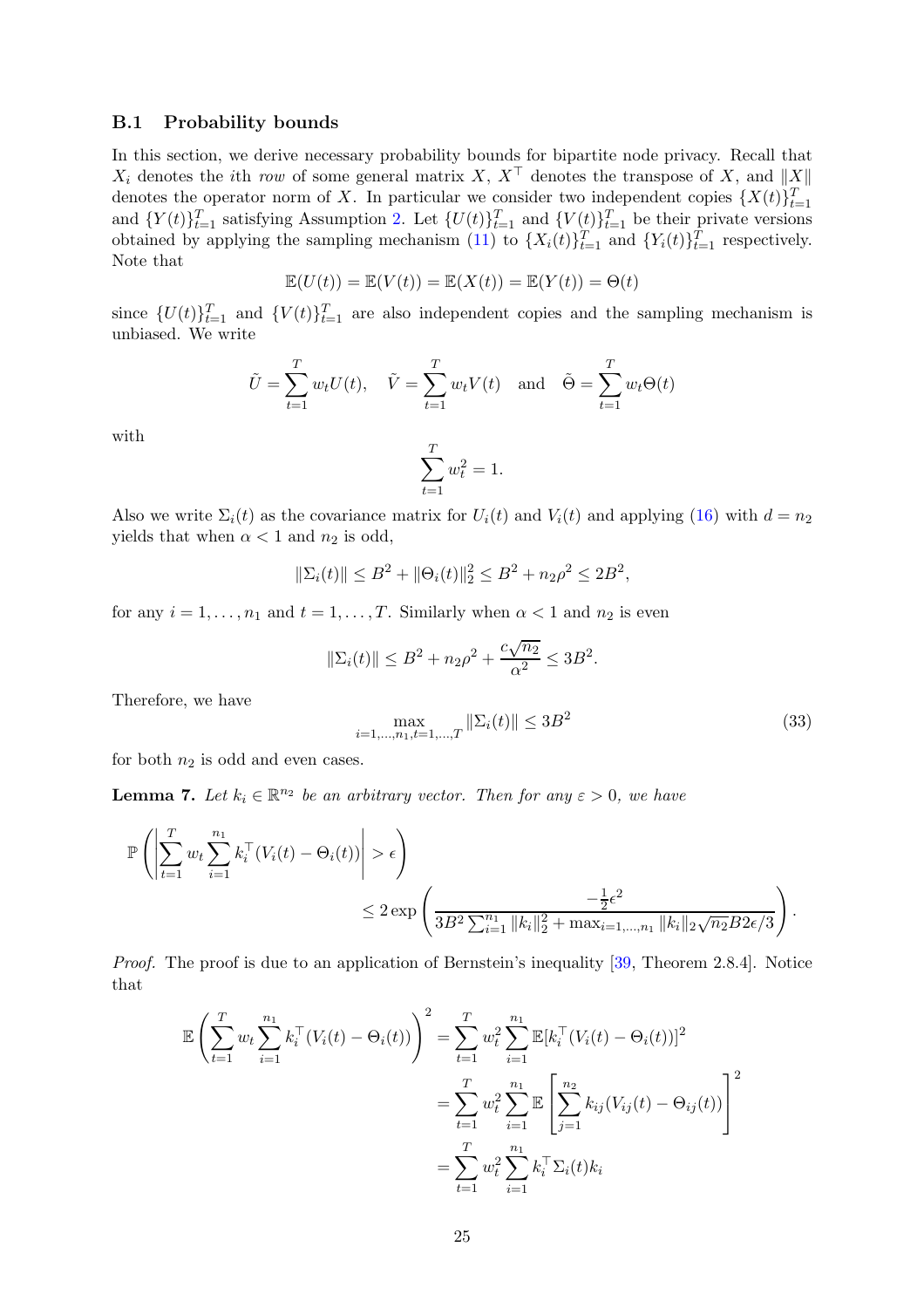### B.1 Probability bounds

In this section, we derive necessary probability bounds for bipartite node privacy. Recall that $X_i$ denotes the $i$th *row* of some general matrix $X$, $X^\top$ denotes the transpose of $X$, and $\|X\|$ denotes the operator norm of $X$. In particular we consider two independent copies $\{X(t)\}_{t=1}^T$ and $\{Y(t)\}_{t=1}^T$ satisfying Assumption 2. Let $\{U(t)\}_{t=1}^T$ and $\{V(t)\}_{t=1}^T$ be their private versions obtained by applying the sampling mechanism (11) to $\{X_i(t)\}_{t=1}^T$ and $\{Y_i(t)\}_{t=1}^T$ respectively. Note that

$$\mathbb{E}(U(t)) = \mathbb{E}(V(t)) = \mathbb{E}(X(t)) = \mathbb{E}(Y(t)) = \Theta(t)$$

since $\{U(t)\}_{t=1}^T$ and $\{V(t)\}_{t=1}^T$ are also independent copies and the sampling mechanism is unbiased. We write

$$\tilde{U} = \sum_{t=1}^T w_t U(t), \quad \tilde{V} = \sum_{t=1}^T w_t V(t) \quad \text{and} \quad \tilde{\Theta} = \sum_{t=1}^T w_t \Theta(t)$$

with

$$\sum_{t=1}^T w_t^2 = 1.$$

Also we write $\Sigma_i(t)$ as the covariance matrix for $U_i(t)$ and $V_i(t)$ and applying (16) with $d = n_2$ yields that when $\alpha < 1$ and $n_2$ is odd,

$$\|\Sigma_i(t)\| \leq B^2 + \|\Theta_i(t)\|_2^2 \leq B^2 + n_2 \rho^2 \leq 2B^2,$$

for any $i = 1, \ldots, n_1$ and $t = 1, \ldots, T$. Similarly when $\alpha < 1$ and $n_2$ is even

$$\|\Sigma_i(t)\| \leq B^2 + n_2 \rho^2 + \frac{c\sqrt{n_2}}{\alpha^2} \leq 3B^2.$$

Therefore, we have

$$\max_{i=1,\ldots,n_1, t=1,\ldots,T} \|\Sigma_i(t)\| \leq 3B^2 \tag{33}$$

for both $n_2$ is odd and even cases.

**Lemma 7.** *Let $k_i \in \mathbb{R}^{n_2}$ be an arbitrary vector. Then for any $\varepsilon > 0$, we have*

$$\mathbb{P}\left( \left| \sum_{t=1}^T w_t \sum_{i=1}^{n_1} k_i^\top (V_i(t) - \Theta_i(t)) \right| > \epsilon \right) \leq 2 \exp\left( \frac{-\frac{1}{2}\epsilon^2}{3B^2 \sum_{i=1}^{n_1} \|k_i\|_2^2 + \max_{i=1,\ldots,n_1} \|k_i\|_2 \sqrt{n_2} B 2\epsilon/3} \right).$$

*Proof.* The proof is due to an application of Bernstein's inequality [39, Theorem 2.8.4]. Notice that

$$\begin{aligned}
\mathbb{E}\left( \sum_{t=1}^T w_t \sum_{i=1}^{n_1} k_i^\top (V_i(t) - \Theta_i(t)) \right)^2 &= \sum_{t=1}^T w_t^2 \sum_{i=1}^{n_1} \mathbb{E}[k_i^\top (V_i(t) - \Theta_i(t))]^2 \\
&= \sum_{t=1}^T w_t^2 \sum_{i=1}^{n_1} \mathbb{E}\left[ \sum_{j=1}^{n_2} k_{ij} (V_{ij}(t) - \Theta_{ij}(t)) \right]^2 \\
&= \sum_{t=1}^T w_t^2 \sum_{i=1}^{n_1} k_i^\top \Sigma_i(t) k_i
\end{aligned}$$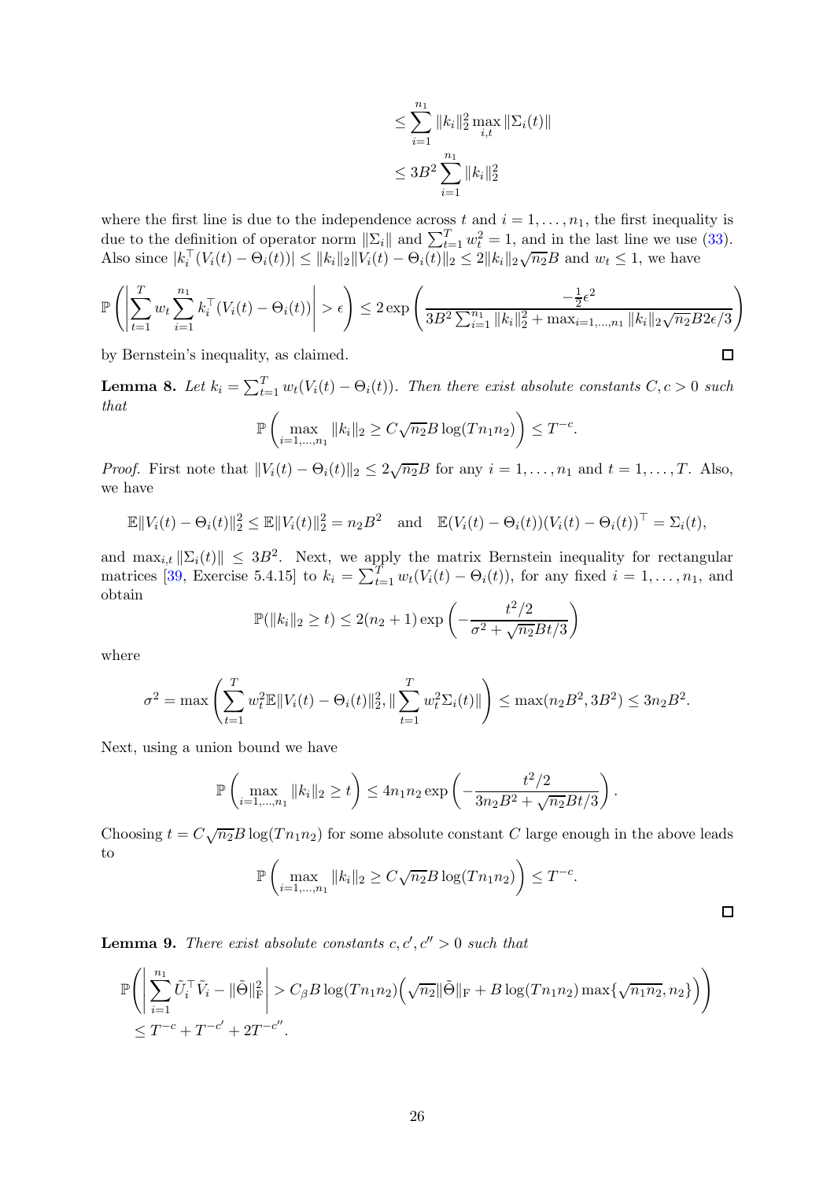$$
\begin{aligned}
&\leq \sum_{i=1}^{n_1} \|k_i\|_2^2 \max_{i,t} \|\Sigma_i(t)\| \\
&\leq 3B^2 \sum_{i=1}^{n_1} \|k_i\|_2^2
\end{aligned}
$$

where the first line is due to the independence across $t$ and $i = 1, \ldots, n_1$, the first inequality is due to the definition of operator norm $\|\Sigma_i\|$ and $\sum_{t=1}^T w_t^2 = 1$, and in the last line we use (33). Also since $|k_i^\top (V_i(t) - \Theta_i(t))| \leq \|k_i\|_2 \|V_i(t) - \Theta_i(t)\|_2 \leq 2\|k_i\|_2 \sqrt{n_2} B$ and $w_t \leq 1$, we have

$$
\mathbb{P}\left( \left| \sum_{t=1}^T w_t \sum_{i=1}^{n_1} k_i^\top (V_i(t) - \Theta_i(t)) \right| > \epsilon \right) \leq 2 \exp\left( \frac{-\frac{1}{2}\epsilon^2}{3B^2 \sum_{i=1}^{n_1} \|k_i\|_2^2 + \max_{i=1,\ldots,n_1} \|k_i\|_2 \sqrt{n_2} B 2\epsilon/3} \right)
$$

by Bernstein's inequality, as claimed. □

**Lemma 8.** *Let $k_i = \sum_{t=1}^T w_t (V_i(t) - \Theta_i(t))$. Then there exist absolute constants $C, c > 0$ such that*

$$
\mathbb{P}\left( \max_{i=1,\ldots,n_1} \|k_i\|_2 \geq C\sqrt{n_2} B \log(Tn_1 n_2) \right) \leq T^{-c}.
$$

*Proof.* First note that $\|V_i(t) - \Theta_i(t)\|_2 \leq 2\sqrt{n_2} B$ for any $i = 1, \ldots, n_1$ and $t = 1, \ldots, T$. Also, we have

$$
\mathbb{E}\|V_i(t) - \Theta_i(t)\|_2^2 \leq \mathbb{E}\|V_i(t)\|_2^2 = n_2 B^2 \quad \text{and} \quad \mathbb{E}(V_i(t) - \Theta_i(t))(V_i(t) - \Theta_i(t))^\top = \Sigma_i(t),
$$

and $\max_{i,t} \|\Sigma_i(t)\| \leq 3B^2$. Next, we apply the matrix Bernstein inequality for rectangular matrices [39, Exercise 5.4.15] to $k_i = \sum_{t=1}^T w_t (V_i(t) - \Theta_i(t))$, for any fixed $i = 1, \ldots, n_1$, and obtain

$$
\mathbb{P}(\|k_i\|_2 \geq t) \leq 2(n_2 + 1) \exp\left( -\frac{t^2/2}{\sigma^2 + \sqrt{n_2} Bt/3} \right)
$$

where

$$
\sigma^2 = \max\left( \sum_{t=1}^T w_t^2 \mathbb{E}\|V_i(t) - \Theta_i(t)\|_2^2, \|\sum_{t=1}^T w_t^2 \Sigma_i(t)\| \right) \leq \max(n_2 B^2, 3B^2) \leq 3n_2 B^2.
$$

Next, using a union bound we have

$$
\mathbb{P}\left( \max_{i=1,\ldots,n_1} \|k_i\|_2 \geq t \right) \leq 4n_1 n_2 \exp\left( -\frac{t^2/2}{3n_2 B^2 + \sqrt{n_2} Bt/3} \right).
$$

Choosing $t = C\sqrt{n_2} B \log(Tn_1 n_2)$ for some absolute constant $C$ large enough in the above leads to

$$
\mathbb{P}\left( \max_{i=1,\ldots,n_1} \|k_i\|_2 \geq C\sqrt{n_2} B \log(Tn_1 n_2) \right) \leq T^{-c}.
$$

□

**Lemma 9.** *There exist absolute constants $c, c', c'' > 0$ such that*

$$
\begin{aligned}
&\mathbb{P}\left( \left| \sum_{i=1}^{n_1} \tilde{U}_i^\top \tilde{V}_i - \|\tilde{\Theta}\|_{\mathrm{F}}^2 \right| > C_\beta B \log(Tn_1 n_2) \Big( \sqrt{n_2} \|\tilde{\Theta}\|_{\mathrm{F}} + B \log(Tn_1 n_2) \max\{\sqrt{n_1 n_2}, n_2\} \Big) \right) \\
&\leq T^{-c} + T^{-c'} + 2T^{-c''}.
\end{aligned}
$$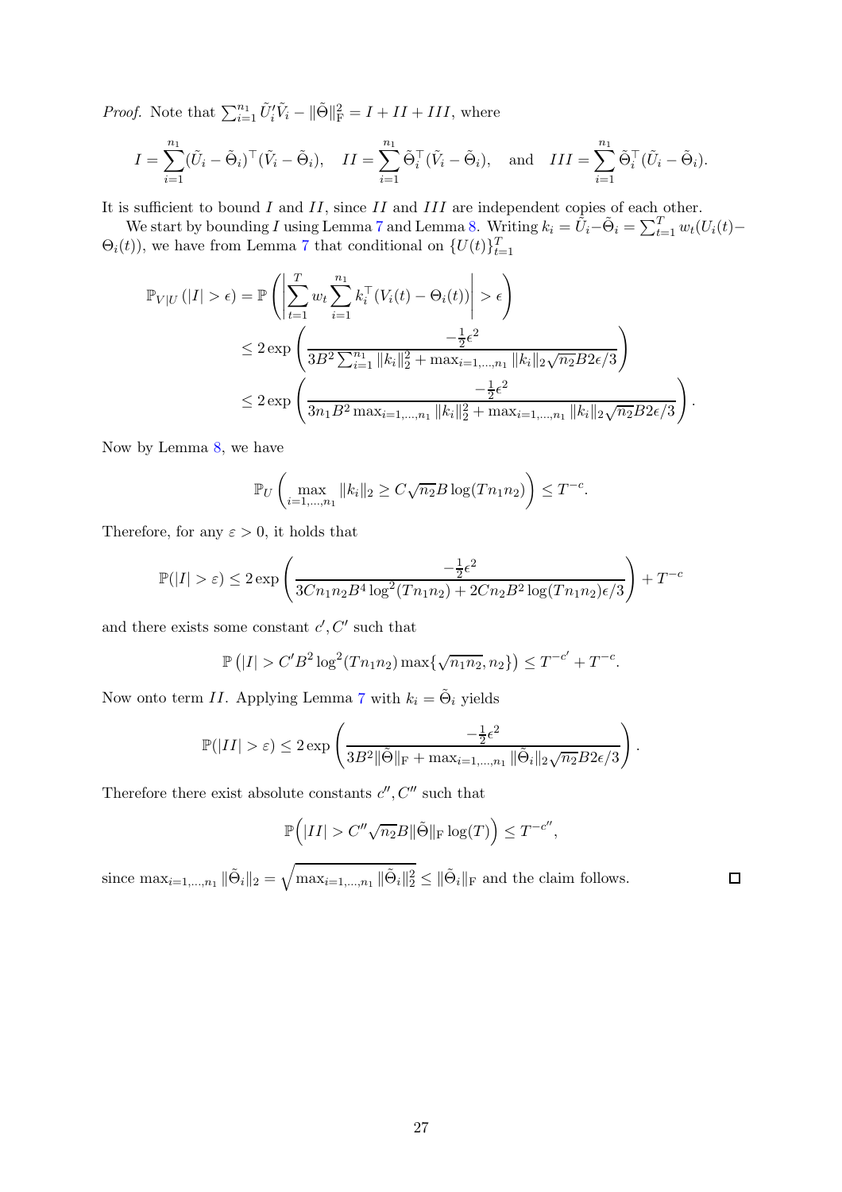*Proof.* Note that $\sum_{i=1}^{n_1} \tilde{U}_i' \tilde{V}_i - \|\tilde{\Theta}\|_{\mathrm{F}}^2 = I + II + III$, where

$$
I = \sum_{i=1}^{n_1} (\tilde{U}_i - \tilde{\Theta}_i)^\top (\tilde{V}_i - \tilde{\Theta}_i), \quad II = \sum_{i=1}^{n_1} \tilde{\Theta}_i^\top (\tilde{V}_i - \tilde{\Theta}_i), \quad \text{and} \quad III = \sum_{i=1}^{n_1} \tilde{\Theta}_i^\top (\tilde{U}_i - \tilde{\Theta}_i).
$$

It is sufficient to bound $I$ and $II$, since $II$ and $III$ are independent copies of each other.

We start by bounding $I$ using Lemma 7 and Lemma 8. Writing $k_i = \tilde{U}_i - \tilde{\Theta}_i = \sum_{t=1}^T w_t (U_i(t) - \Theta_i(t))$, we have from Lemma 7 that conditional on $\{U(t)\}_{t=1}^T$

$$
\begin{aligned}
\mathbb{P}_{V|U}(|I| > \epsilon) &= \mathbb{P}\left( \left| \sum_{t=1}^T w_t \sum_{i=1}^{n_1} k_i^\top (V_i(t) - \Theta_i(t)) \right| > \epsilon \right) \\
&\leq 2 \exp\left( \frac{-\frac{1}{2}\epsilon^2}{3B^2 \sum_{i=1}^{n_1} \|k_i\|_2^2 + \max_{i=1,\ldots,n_1} \|k_i\|_2 \sqrt{n_2} B 2\epsilon/3} \right) \\
&\leq 2 \exp\left( \frac{-\frac{1}{2}\epsilon^2}{3n_1 B^2 \max_{i=1,\ldots,n_1} \|k_i\|_2^2 + \max_{i=1,\ldots,n_1} \|k_i\|_2 \sqrt{n_2} B 2\epsilon/3} \right).
\end{aligned}
$$

Now by Lemma 8, we have

$$
\mathbb{P}_U\left( \max_{i=1,\ldots,n_1} \|k_i\|_2 \geq C\sqrt{n_2} B \log(T n_1 n_2) \right) \leq T^{-c}.
$$

Therefore, for any $\varepsilon > 0$, it holds that

$$
\mathbb{P}(|I| > \varepsilon) \leq 2 \exp\left( \frac{-\frac{1}{2}\epsilon^2}{3Cn_1 n_2 B^4 \log^2(T n_1 n_2) + 2Cn_2 B^2 \log(T n_1 n_2)\epsilon/3} \right) + T^{-c}
$$

and there exists some constant $c', C'$ such that

$$
\mathbb{P}\left( |I| > C' B^2 \log^2(T n_1 n_2) \max\{\sqrt{n_1 n_2}, n_2\} \right) \leq T^{-c'} + T^{-c}.
$$

Now onto term $II$. Applying Lemma 7 with $k_i = \tilde{\Theta}_i$ yields

$$
\mathbb{P}(|II| > \varepsilon) \leq 2 \exp\left( \frac{-\frac{1}{2}\epsilon^2}{3B^2 \|\tilde{\Theta}\|_{\mathrm{F}} + \max_{i=1,\ldots,n_1} \|\tilde{\Theta}_i\|_2 \sqrt{n_2} B 2\epsilon/3} \right).
$$

Therefore there exist absolute constants $c'', C''$ such that

$$
\mathbb{P}\Big( |II| > C'' \sqrt{n_2} B \|\tilde{\Theta}\|_{\mathrm{F}} \log(T) \Big) \leq T^{-c''},
$$

since $\max_{i=1,\ldots,n_1} \|\tilde{\Theta}_i\|_2 = \sqrt{\max_{i=1,\ldots,n_1} \|\tilde{\Theta}_i\|_2^2} \leq \|\tilde{\Theta}_i\|_{\mathrm{F}}$ and the claim follows. □